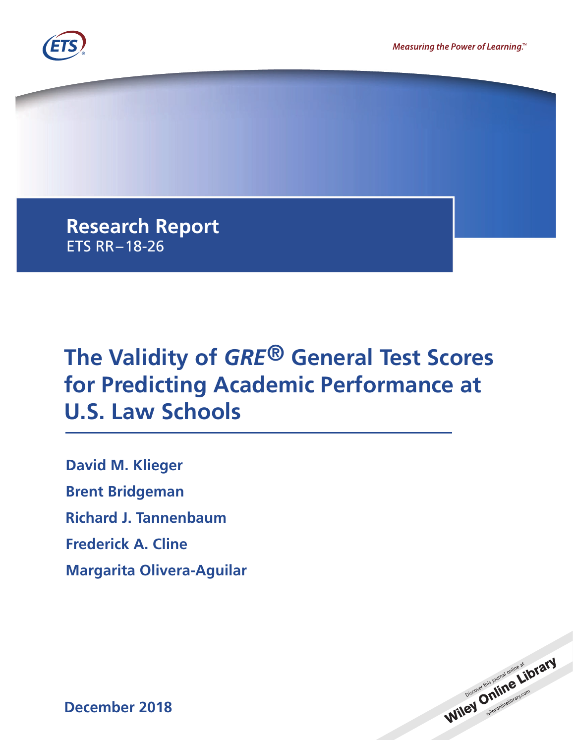Measuring the Power of Learning.™

Research Report
ETS RR–18-26

# The Validity of *GRE*® General Test Scores for Predicting Academic Performance at U.S. Law Schools

**David M. Klieger**

**Brent Bridgeman**

**Richard J. Tannenbaum**

**Frederick A. Cline**

**Margarita Olivera-Aguilar**

**December 2018**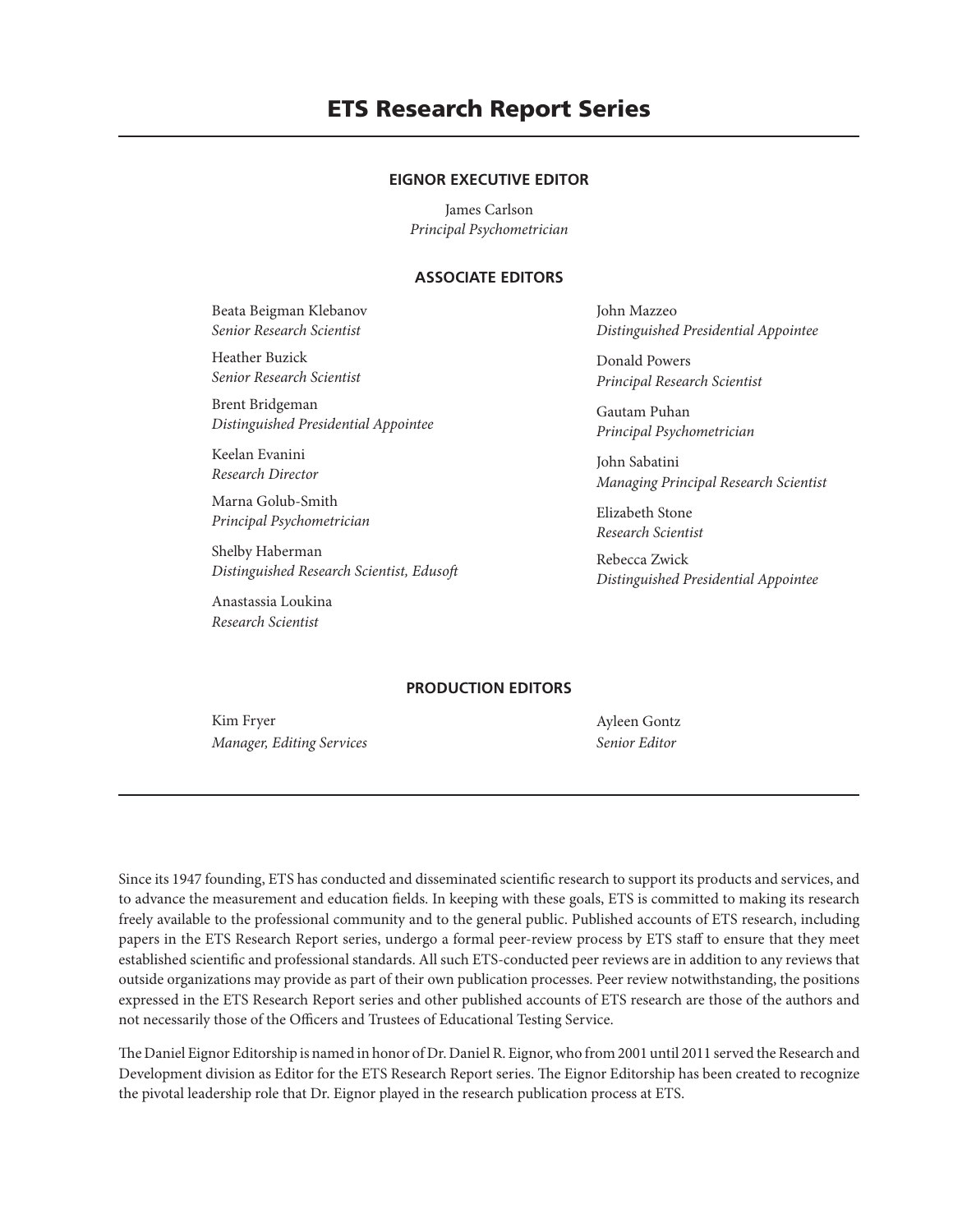# ETS Research Report Series

## EIGNOR EXECUTIVE EDITOR

James Carlson
*Principal Psychometrician*

## ASSOCIATE EDITORS

Beata Beigman Klebanov
*Senior Research Scientist*

Heather Buzick
*Senior Research Scientist*

Brent Bridgeman
*Distinguished Presidential Appointee*

Keelan Evanini
*Research Director*

Marna Golub-Smith
*Principal Psychometrician*

Shelby Haberman
*Distinguished Research Scientist, Edusoft*

Anastassia Loukina
*Research Scientist*

John Mazzeo
*Distinguished Presidential Appointee*

Donald Powers
*Principal Research Scientist*

Gautam Puhan
*Principal Psychometrician*

John Sabatini
*Managing Principal Research Scientist*

Elizabeth Stone
*Research Scientist*

Rebecca Zwick
*Distinguished Presidential Appointee*

## PRODUCTION EDITORS

Kim Fryer
*Manager, Editing Services*

Ayleen Gontz
*Senior Editor*

---

Since its 1947 founding, ETS has conducted and disseminated scientific research to support its products and services, and to advance the measurement and education fields. In keeping with these goals, ETS is committed to making its research freely available to the professional community and to the general public. Published accounts of ETS research, including papers in the ETS Research Report series, undergo a formal peer-review process by ETS staff to ensure that they meet established scientific and professional standards. All such ETS-conducted peer reviews are in addition to any reviews that outside organizations may provide as part of their own publication processes. Peer review notwithstanding, the positions expressed in the ETS Research Report series and other published accounts of ETS research are those of the authors and not necessarily those of the Officers and Trustees of Educational Testing Service.

The Daniel Eignor Editorship is named in honor of Dr. Daniel R. Eignor, who from 2001 until 2011 served the Research and Development division as Editor for the ETS Research Report series. The Eignor Editorship has been created to recognize the pivotal leadership role that Dr. Eignor played in the research publication process at ETS.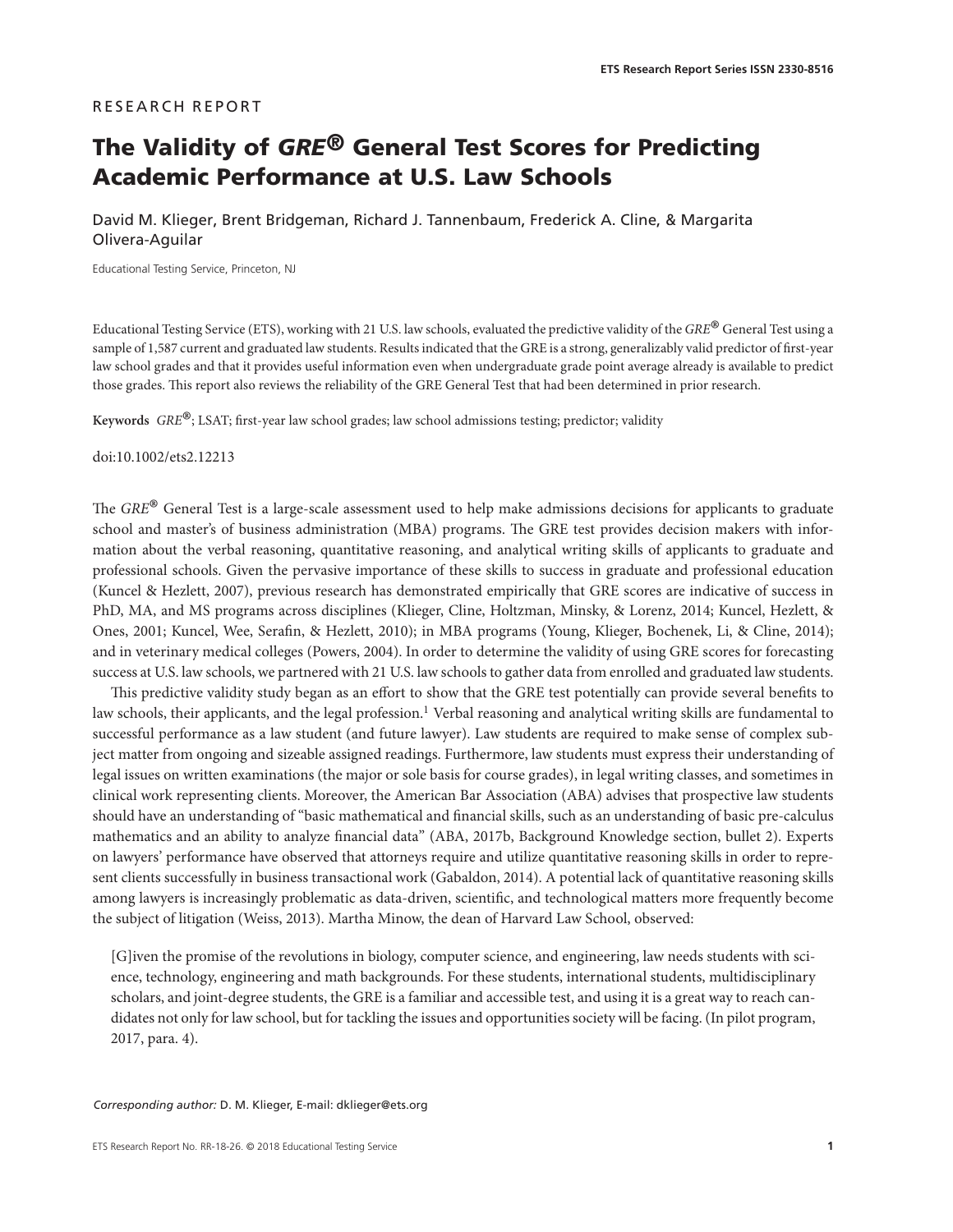RESEARCH REPORT

# The Validity of *GRE®* General Test Scores for Predicting Academic Performance at U.S. Law Schools

David M. Klieger, Brent Bridgeman, Richard J. Tannenbaum, Frederick A. Cline, & Margarita Olivera-Aguilar

Educational Testing Service, Princeton, NJ

Educational Testing Service (ETS), working with 21 U.S. law schools, evaluated the predictive validity of the *GRE®* General Test using a sample of 1,587 current and graduated law students. Results indicated that the GRE is a strong, generalizably valid predictor of first-year law school grades and that it provides useful information even when undergraduate grade point average already is available to predict those grades. This report also reviews the reliability of the GRE General Test that had been determined in prior research.

**Keywords** *GRE®*; LSAT; first-year law school grades; law school admissions testing; predictor; validity

doi:10.1002/ets2.12213

The *GRE®* General Test is a large-scale assessment used to help make admissions decisions for applicants to graduate school and master's of business administration (MBA) programs. The GRE test provides decision makers with information about the verbal reasoning, quantitative reasoning, and analytical writing skills of applicants to graduate and professional schools. Given the pervasive importance of these skills to success in graduate and professional education (Kuncel & Hezlett, 2007), previous research has demonstrated empirically that GRE scores are indicative of success in PhD, MA, and MS programs across disciplines (Klieger, Cline, Holtzman, Minsky, & Lorenz, 2014; Kuncel, Hezlett, & Ones, 2001; Kuncel, Wee, Serafin, & Hezlett, 2010); in MBA programs (Young, Klieger, Bochenek, Li, & Cline, 2014); and in veterinary medical colleges (Powers, 2004). In order to determine the validity of using GRE scores for forecasting success at U.S. law schools, we partnered with 21 U.S. law schools to gather data from enrolled and graduated law students.

This predictive validity study began as an effort to show that the GRE test potentially can provide several benefits to law schools, their applicants, and the legal profession.[1] Verbal reasoning and analytical writing skills are fundamental to successful performance as a law student (and future lawyer). Law students are required to make sense of complex subject matter from ongoing and sizeable assigned readings. Furthermore, law students must express their understanding of legal issues on written examinations (the major or sole basis for course grades), in legal writing classes, and sometimes in clinical work representing clients. Moreover, the American Bar Association (ABA) advises that prospective law students should have an understanding of "basic mathematical and financial skills, such as an understanding of basic pre-calculus mathematics and an ability to analyze financial data" (ABA, 2017b, Background Knowledge section, bullet 2). Experts on lawyers' performance have observed that attorneys require and utilize quantitative reasoning skills in order to represent clients successfully in business transactional work (Gabaldon, 2014). A potential lack of quantitative reasoning skills among lawyers is increasingly problematic as data-driven, scientific, and technological matters more frequently become the subject of litigation (Weiss, 2013). Martha Minow, the dean of Harvard Law School, observed:

> [G]iven the promise of the revolutions in biology, computer science, and engineering, law needs students with science, technology, engineering and math backgrounds. For these students, international students, multidisciplinary scholars, and joint-degree students, the GRE is a familiar and accessible test, and using it is a great way to reach candidates not only for law school, but for tackling the issues and opportunities society will be facing. (In pilot program, 2017, para. 4).

*Corresponding author:* D. M. Klieger, E-mail: dklieger@ets.org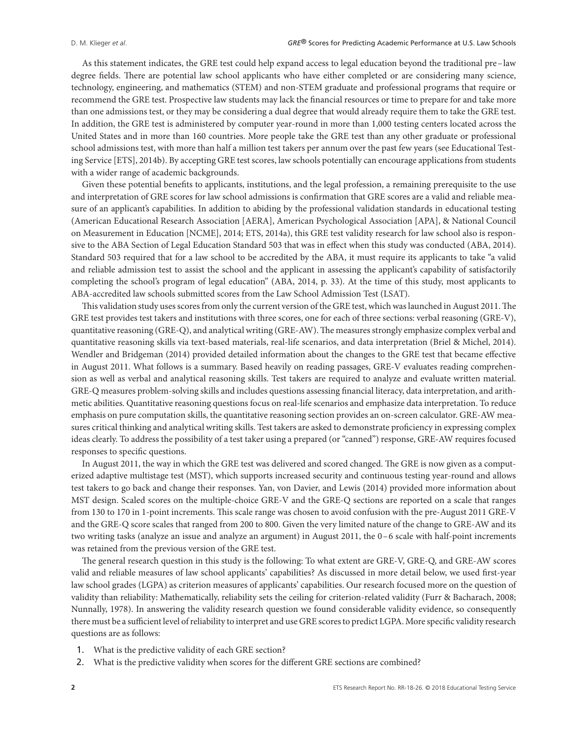As this statement indicates, the GRE test could help expand access to legal education beyond the traditional pre–law degree fields. There are potential law school applicants who have either completed or are considering many science, technology, engineering, and mathematics (STEM) and non-STEM graduate and professional programs that require or recommend the GRE test. Prospective law students may lack the financial resources or time to prepare for and take more than one admissions test, or they may be considering a dual degree that would already require them to take the GRE test. In addition, the GRE test is administered by computer year-round in more than 1,000 testing centers located across the United States and in more than 160 countries. More people take the GRE test than any other graduate or professional school admissions test, with more than half a million test takers per annum over the past few years (see Educational Testing Service [ETS], 2014b). By accepting GRE test scores, law schools potentially can encourage applications from students with a wider range of academic backgrounds.

Given these potential benefits to applicants, institutions, and the legal profession, a remaining prerequisite to the use and interpretation of GRE scores for law school admissions is confirmation that GRE scores are a valid and reliable measure of an applicant's capabilities. In addition to abiding by the professional validation standards in educational testing (American Educational Research Association [AERA], American Psychological Association [APA], & National Council on Measurement in Education [NCME], 2014; ETS, 2014a), this GRE test validity research for law school also is responsive to the ABA Section of Legal Education Standard 503 that was in effect when this study was conducted (ABA, 2014). Standard 503 required that for a law school to be accredited by the ABA, it must require its applicants to take "a valid and reliable admission test to assist the school and the applicant in assessing the applicant's capability of satisfactorily completing the school's program of legal education" (ABA, 2014, p. 33). At the time of this study, most applicants to ABA-accredited law schools submitted scores from the Law School Admission Test (LSAT).

This validation study uses scores from only the current version of the GRE test, which was launched in August 2011. The GRE test provides test takers and institutions with three scores, one for each of three sections: verbal reasoning (GRE-V), quantitative reasoning (GRE-Q), and analytical writing (GRE-AW). The measures strongly emphasize complex verbal and quantitative reasoning skills via text-based materials, real-life scenarios, and data interpretation (Briel & Michel, 2014). Wendler and Bridgeman (2014) provided detailed information about the changes to the GRE test that became effective in August 2011. What follows is a summary. Based heavily on reading passages, GRE-V evaluates reading comprehension as well as verbal and analytical reasoning skills. Test takers are required to analyze and evaluate written material. GRE-Q measures problem-solving skills and includes questions assessing financial literacy, data interpretation, and arithmetic abilities. Quantitative reasoning questions focus on real-life scenarios and emphasize data interpretation. To reduce emphasis on pure computation skills, the quantitative reasoning section provides an on-screen calculator. GRE-AW measures critical thinking and analytical writing skills. Test takers are asked to demonstrate proficiency in expressing complex ideas clearly. To address the possibility of a test taker using a prepared (or "canned") response, GRE-AW requires focused responses to specific questions.

In August 2011, the way in which the GRE test was delivered and scored changed. The GRE is now given as a computerized adaptive multistage test (MST), which supports increased security and continuous testing year-round and allows test takers to go back and change their responses. Yan, von Davier, and Lewis (2014) provided more information about MST design. Scaled scores on the multiple-choice GRE-V and the GRE-Q sections are reported on a scale that ranges from 130 to 170 in 1-point increments. This scale range was chosen to avoid confusion with the pre-August 2011 GRE-V and the GRE-Q score scales that ranged from 200 to 800. Given the very limited nature of the change to GRE-AW and its two writing tasks (analyze an issue and analyze an argument) in August 2011, the 0–6 scale with half-point increments was retained from the previous version of the GRE test.

The general research question in this study is the following: To what extent are GRE-V, GRE-Q, and GRE-AW scores valid and reliable measures of law school applicants' capabilities? As discussed in more detail below, we used first-year law school grades (LGPA) as criterion measures of applicants' capabilities. Our research focused more on the question of validity than reliability: Mathematically, reliability sets the ceiling for criterion-related validity (Furr & Bacharach, 2008; Nunnally, 1978). In answering the validity research question we found considerable validity evidence, so consequently there must be a sufficient level of reliability to interpret and use GRE scores to predict LGPA. More specific validity research questions are as follows:

1. What is the predictive validity of each GRE section?
2. What is the predictive validity when scores for the different GRE sections are combined?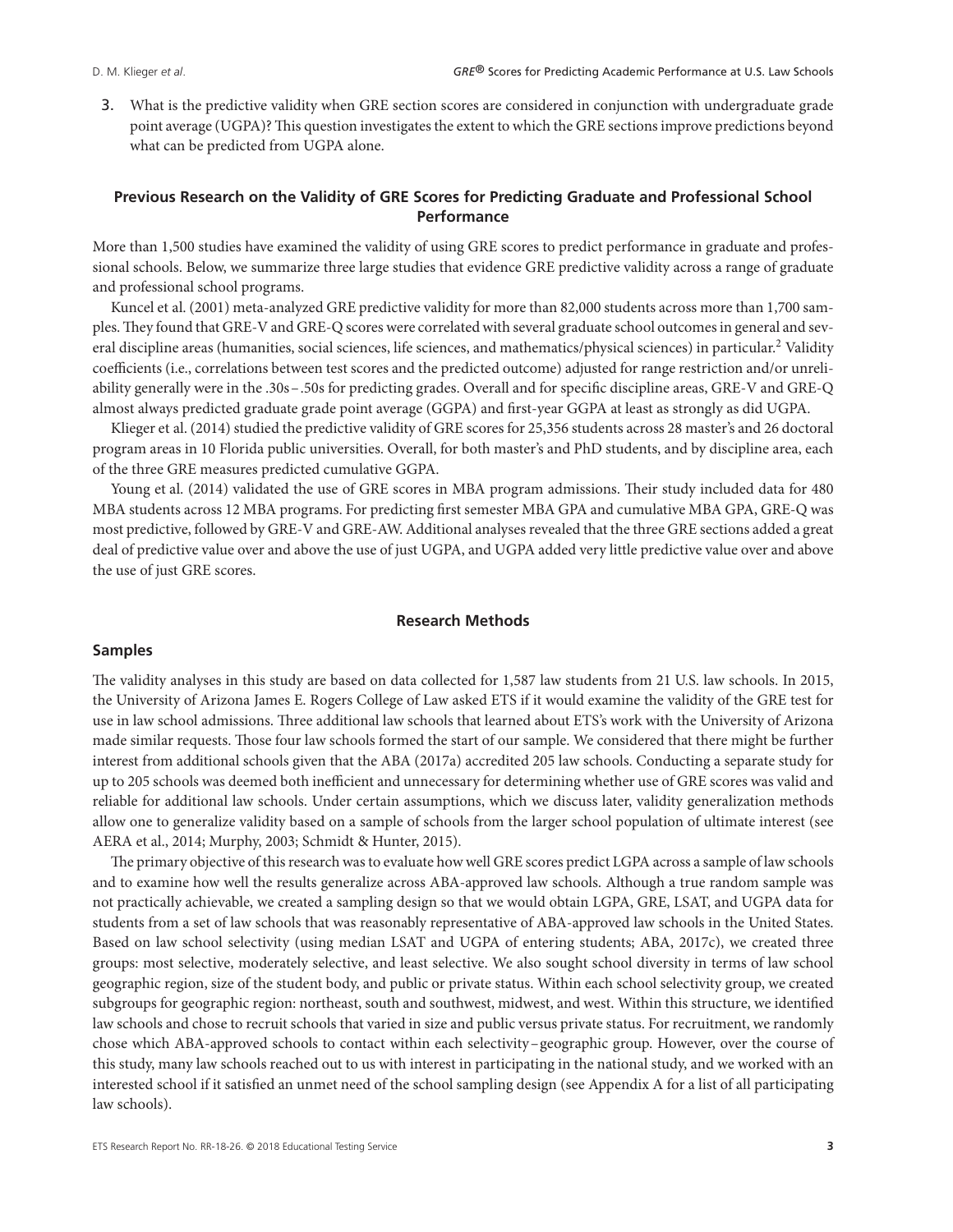3. What is the predictive validity when GRE section scores are considered in conjunction with undergraduate grade point average (UGPA)? This question investigates the extent to which the GRE sections improve predictions beyond what can be predicted from UGPA alone.

## Previous Research on the Validity of GRE Scores for Predicting Graduate and Professional School Performance

More than 1,500 studies have examined the validity of using GRE scores to predict performance in graduate and professional schools. Below, we summarize three large studies that evidence GRE predictive validity across a range of graduate and professional school programs.

Kuncel et al. (2001) meta-analyzed GRE predictive validity for more than 82,000 students across more than 1,700 samples. They found that GRE-V and GRE-Q scores were correlated with several graduate school outcomes in general and several discipline areas (humanities, social sciences, life sciences, and mathematics/physical sciences) in particular.[2] Validity coefficients (i.e., correlations between test scores and the predicted outcome) adjusted for range restriction and/or unreliability generally were in the .30s–.50s for predicting grades. Overall and for specific discipline areas, GRE-V and GRE-Q almost always predicted graduate grade point average (GGPA) and first-year GGPA at least as strongly as did UGPA.

Klieger et al. (2014) studied the predictive validity of GRE scores for 25,356 students across 28 master's and 26 doctoral program areas in 10 Florida public universities. Overall, for both master's and PhD students, and by discipline area, each of the three GRE measures predicted cumulative GGPA.

Young et al. (2014) validated the use of GRE scores in MBA program admissions. Their study included data for 480 MBA students across 12 MBA programs. For predicting first semester MBA GPA and cumulative MBA GPA, GRE-Q was most predictive, followed by GRE-V and GRE-AW. Additional analyses revealed that the three GRE sections added a great deal of predictive value over and above the use of just UGPA, and UGPA added very little predictive value over and above the use of just GRE scores.

## Research Methods

### Samples

The validity analyses in this study are based on data collected for 1,587 law students from 21 U.S. law schools. In 2015, the University of Arizona James E. Rogers College of Law asked ETS if it would examine the validity of the GRE test for use in law school admissions. Three additional law schools that learned about ETS's work with the University of Arizona made similar requests. Those four law schools formed the start of our sample. We considered that there might be further interest from additional schools given that the ABA (2017a) accredited 205 law schools. Conducting a separate study for up to 205 schools was deemed both inefficient and unnecessary for determining whether use of GRE scores was valid and reliable for additional law schools. Under certain assumptions, which we discuss later, validity generalization methods allow one to generalize validity based on a sample of schools from the larger school population of ultimate interest (see AERA et al., 2014; Murphy, 2003; Schmidt & Hunter, 2015).

The primary objective of this research was to evaluate how well GRE scores predict LGPA across a sample of law schools and to examine how well the results generalize across ABA-approved law schools. Although a true random sample was not practically achievable, we created a sampling design so that we would obtain LGPA, GRE, LSAT, and UGPA data for students from a set of law schools that was reasonably representative of ABA-approved law schools in the United States. Based on law school selectivity (using median LSAT and UGPA of entering students; ABA, 2017c), we created three groups: most selective, moderately selective, and least selective. We also sought school diversity in terms of law school geographic region, size of the student body, and public or private status. Within each school selectivity group, we created subgroups for geographic region: northeast, south and southwest, midwest, and west. Within this structure, we identified law schools and chose to recruit schools that varied in size and public versus private status. For recruitment, we randomly chose which ABA-approved schools to contact within each selectivity–geographic group. However, over the course of this study, many law schools reached out to us with interest in participating in the national study, and we worked with an interested school if it satisfied an unmet need of the school sampling design (see Appendix A for a list of all participating law schools).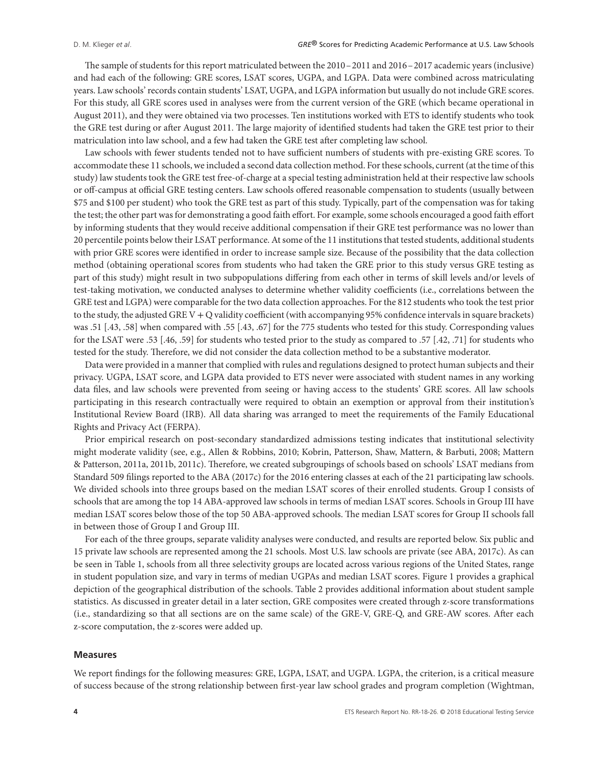The sample of students for this report matriculated between the 2010 – 2011 and 2016 – 2017 academic years (inclusive) and had each of the following: GRE scores, LSAT scores, UGPA, and LGPA. Data were combined across matriculating years. Law schools' records contain students' LSAT, UGPA, and LGPA information but usually do not include GRE scores. For this study, all GRE scores used in analyses were from the current version of the GRE (which became operational in August 2011), and they were obtained via two processes. Ten institutions worked with ETS to identify students who took the GRE test during or after August 2011. The large majority of identified students had taken the GRE test prior to their matriculation into law school, and a few had taken the GRE test after completing law school.

Law schools with fewer students tended not to have sufficient numbers of students with pre-existing GRE scores. To accommodate these 11 schools, we included a second data collection method. For these schools, current (at the time of this study) law students took the GRE test free-of-charge at a special testing administration held at their respective law schools or off-campus at official GRE testing centers. Law schools offered reasonable compensation to students (usually between \$75 and \$100 per student) who took the GRE test as part of this study. Typically, part of the compensation was for taking the test; the other part was for demonstrating a good faith effort. For example, some schools encouraged a good faith effort by informing students that they would receive additional compensation if their GRE test performance was no lower than 20 percentile points below their LSAT performance. At some of the 11 institutions that tested students, additional students with prior GRE scores were identified in order to increase sample size. Because of the possibility that the data collection method (obtaining operational scores from students who had taken the GRE prior to this study versus GRE testing as part of this study) might result in two subpopulations differing from each other in terms of skill levels and/or levels of test-taking motivation, we conducted analyses to determine whether validity coefficients (i.e., correlations between the GRE test and LGPA) were comparable for the two data collection approaches. For the 812 students who took the test prior to the study, the adjusted GRE V + Q validity coefficient (with accompanying 95% confidence intervals in square brackets) was .51 [.43, .58] when compared with .55 [.43, .67] for the 775 students who tested for this study. Corresponding values for the LSAT were .53 [.46, .59] for students who tested prior to the study as compared to .57 [.42, .71] for students who tested for the study. Therefore, we did not consider the data collection method to be a substantive moderator.

Data were provided in a manner that complied with rules and regulations designed to protect human subjects and their privacy. UGPA, LSAT score, and LGPA data provided to ETS never were associated with student names in any working data files, and law schools were prevented from seeing or having access to the students' GRE scores. All law schools participating in this research contractually were required to obtain an exemption or approval from their institution's Institutional Review Board (IRB). All data sharing was arranged to meet the requirements of the Family Educational Rights and Privacy Act (FERPA).

Prior empirical research on post-secondary standardized admissions testing indicates that institutional selectivity might moderate validity (see, e.g., Allen & Robbins, 2010; Kobrin, Patterson, Shaw, Mattern, & Barbuti, 2008; Mattern & Patterson, 2011a, 2011b, 2011c). Therefore, we created subgroupings of schools based on schools' LSAT medians from Standard 509 filings reported to the ABA (2017c) for the 2016 entering classes at each of the 21 participating law schools. We divided schools into three groups based on the median LSAT scores of their enrolled students. Group I consists of schools that are among the top 14 ABA-approved law schools in terms of median LSAT scores. Schools in Group III have median LSAT scores below those of the top 50 ABA-approved schools. The median LSAT scores for Group II schools fall in between those of Group I and Group III.

For each of the three groups, separate validity analyses were conducted, and results are reported below. Six public and 15 private law schools are represented among the 21 schools. Most U.S. law schools are private (see ABA, 2017c). As can be seen in Table 1, schools from all three selectivity groups are located across various regions of the United States, range in student population size, and vary in terms of median UGPAs and median LSAT scores. Figure 1 provides a graphical depiction of the geographical distribution of the schools. Table 2 provides additional information about student sample statistics. As discussed in greater detail in a later section, GRE composites were created through z-score transformations (i.e., standardizing so that all sections are on the same scale) of the GRE-V, GRE-Q, and GRE-AW scores. After each z-score computation, the z-scores were added up.

## Measures

We report findings for the following measures: GRE, LGPA, LSAT, and UGPA. LGPA, the criterion, is a critical measure of success because of the strong relationship between first-year law school grades and program completion (Wightman,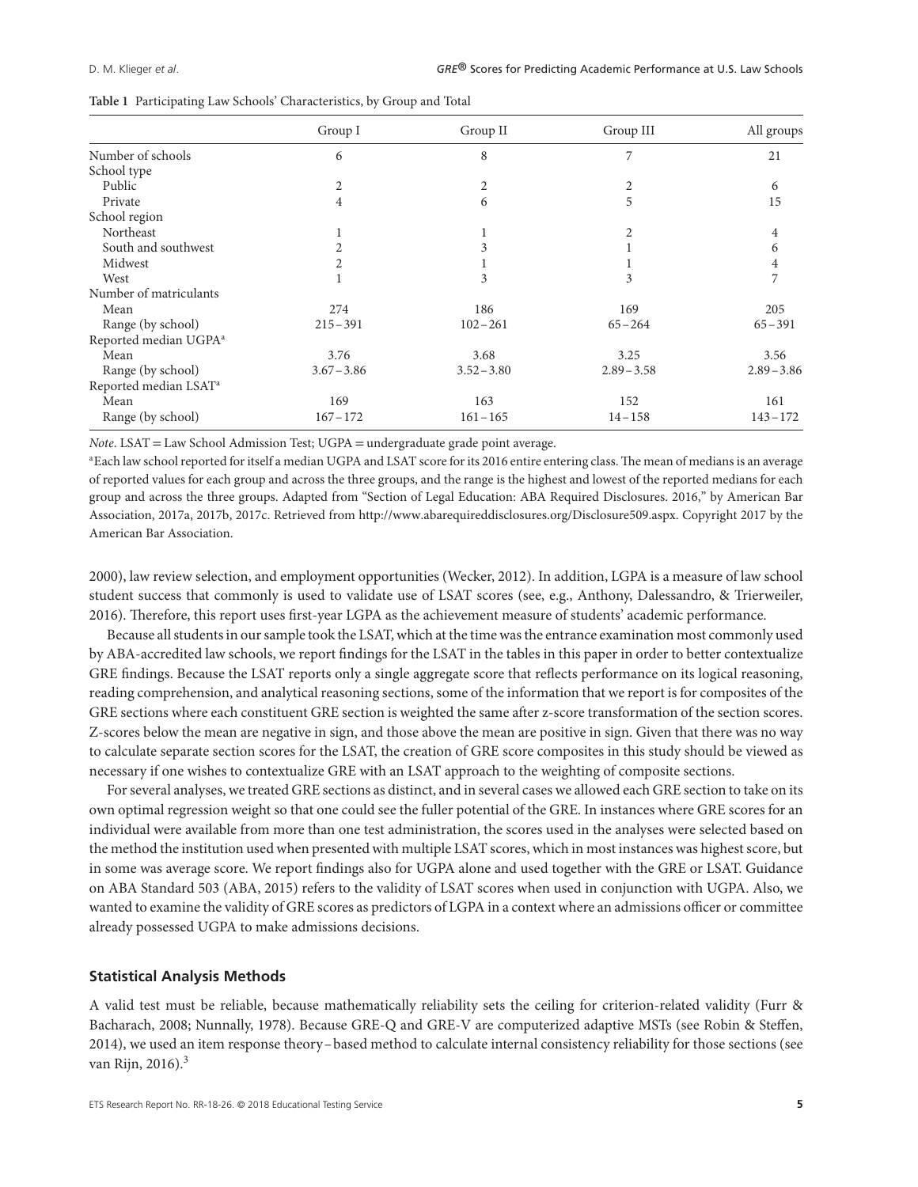**Table 1** Participating Law Schools' Characteristics, by Group and Total

| | Group I | Group II | Group III | All groups |
|---|---|---|---|---|
| Number of schools | 6 | 8 | 7 | 21 |
| School type | | | | |
| Public | 2 | 2 | 2 | 6 |
| Private | 4 | 6 | 5 | 15 |
| School region | | | | |
| Northeast | 1 | 1 | 2 | 4 |
| South and southwest | 2 | 3 | 1 | 6 |
| Midwest | 2 | 1 | 1 | 4 |
| West | 1 | 3 | 3 | 7 |
| Number of matriculants | | | | |
| Mean | 274 | 186 | 169 | 205 |
| Range (by school) | 215 – 391 | 102 – 261 | 65 – 264 | 65 – 391 |
| Reported median UGPA[a] | | | | |
| Mean | 3.76 | 3.68 | 3.25 | 3.56 |
| Range (by school) | 3.67 – 3.86 | 3.52 – 3.80 | 2.89 – 3.58 | 2.89 – 3.86 |
| Reported median LSAT[a] | | | | |
| Mean | 169 | 163 | 152 | 161 |
| Range (by school) | 167 – 172 | 161 – 165 | 14 – 158 | 143 – 172 |

*Note*. LSAT = Law School Admission Test; UGPA = undergraduate grade point average.

[a]Each law school reported for itself a median UGPA and LSAT score for its 2016 entire entering class. The mean of medians is an average of reported values for each group and across the three groups, and the range is the highest and lowest of the reported medians for each group and across the three groups. Adapted from "Section of Legal Education: ABA Required Disclosures. 2016," by American Bar Association, 2017a, 2017b, 2017c. Retrieved from http://www.abarequireddisclosures.org/Disclosure509.aspx. Copyright 2017 by the American Bar Association.

2000), law review selection, and employment opportunities (Wecker, 2012). In addition, LGPA is a measure of law school student success that commonly is used to validate use of LSAT scores (see, e.g., Anthony, Dalessandro, & Trierweiler, 2016). Therefore, this report uses first-year LGPA as the achievement measure of students' academic performance.

Because all students in our sample took the LSAT, which at the time was the entrance examination most commonly used by ABA-accredited law schools, we report findings for the LSAT in the tables in this paper in order to better contextualize GRE findings. Because the LSAT reports only a single aggregate score that reflects performance on its logical reasoning, reading comprehension, and analytical reasoning sections, some of the information that we report is for composites of the GRE sections where each constituent GRE section is weighted the same after z-score transformation of the section scores. Z-scores below the mean are negative in sign, and those above the mean are positive in sign. Given that there was no way to calculate separate section scores for the LSAT, the creation of GRE score composites in this study should be viewed as necessary if one wishes to contextualize GRE with an LSAT approach to the weighting of composite sections.

For several analyses, we treated GRE sections as distinct, and in several cases we allowed each GRE section to take on its own optimal regression weight so that one could see the fuller potential of the GRE. In instances where GRE scores for an individual were available from more than one test administration, the scores used in the analyses were selected based on the method the institution used when presented with multiple LSAT scores, which in most instances was highest score, but in some was average score. We report findings also for UGPA alone and used together with the GRE or LSAT. Guidance on ABA Standard 503 (ABA, 2015) refers to the validity of LSAT scores when used in conjunction with UGPA. Also, we wanted to examine the validity of GRE scores as predictors of LGPA in a context where an admissions officer or committee already possessed UGPA to make admissions decisions.

### Statistical Analysis Methods

A valid test must be reliable, because mathematically reliability sets the ceiling for criterion-related validity (Furr & Bacharach, 2008; Nunnally, 1978). Because GRE-Q and GRE-V are computerized adaptive MSTs (see Robin & Steffen, 2014), we used an item response theory – based method to calculate internal consistency reliability for those sections (see van Rijn, 2016).[3]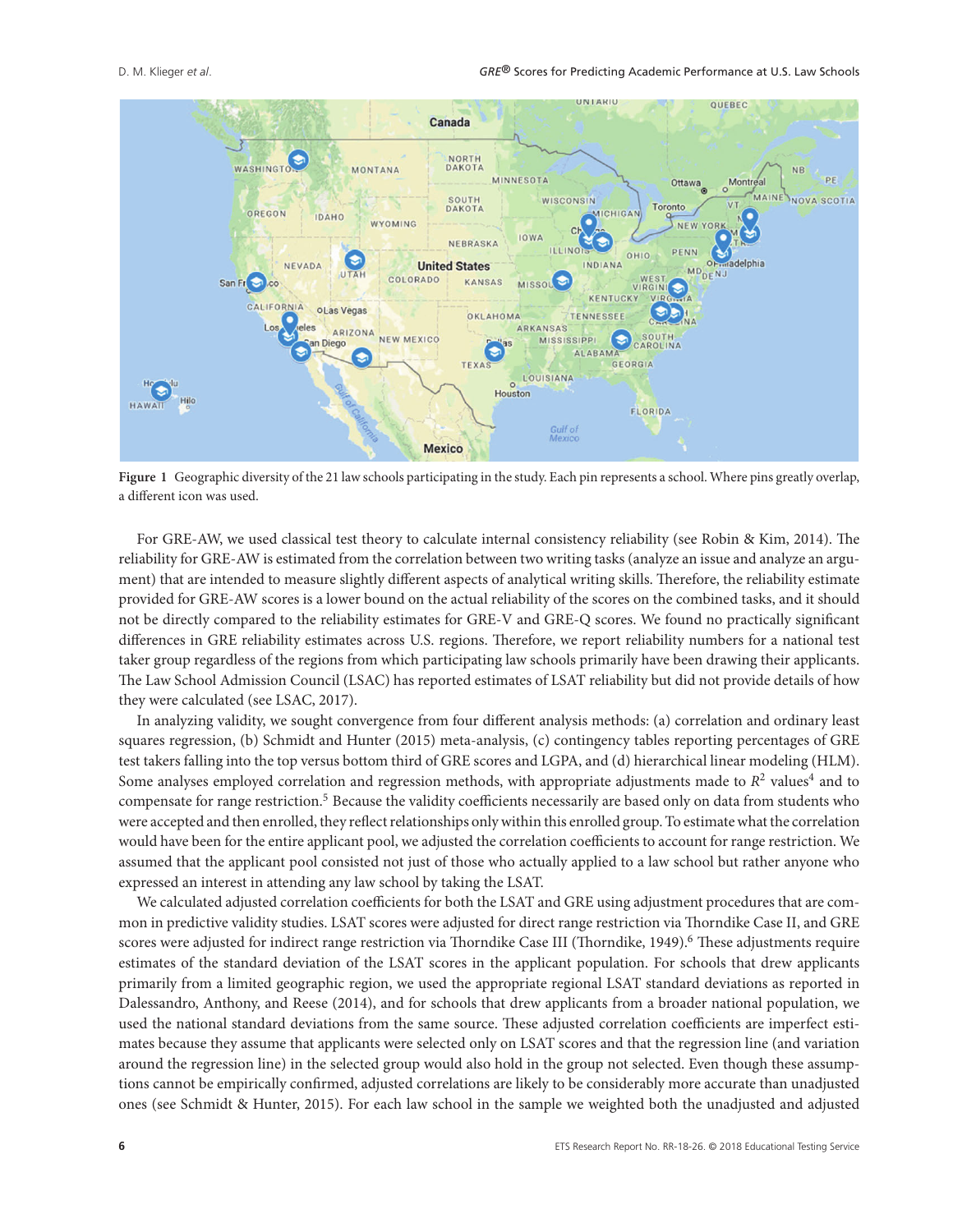Figure 1 Geographic diversity of the 21 law schools participating in the study. Each pin represents a school. Where pins greatly overlap, a different icon was used.

For GRE-AW, we used classical test theory to calculate internal consistency reliability (see Robin & Kim, 2014). The reliability for GRE-AW is estimated from the correlation between two writing tasks (analyze an issue and analyze an argument) that are intended to measure slightly different aspects of analytical writing skills. Therefore, the reliability estimate provided for GRE-AW scores is a lower bound on the actual reliability of the scores on the combined tasks, and it should not be directly compared to the reliability estimates for GRE-V and GRE-Q scores. We found no practically significant differences in GRE reliability estimates across U.S. regions. Therefore, we report reliability numbers for a national test taker group regardless of the regions from which participating law schools primarily have been drawing their applicants. The Law School Admission Council (LSAC) has reported estimates of LSAT reliability but did not provide details of how they were calculated (see LSAC, 2017).

In analyzing validity, we sought convergence from four different analysis methods: (a) correlation and ordinary least squares regression, (b) Schmidt and Hunter (2015) meta-analysis, (c) contingency tables reporting percentages of GRE test takers falling into the top versus bottom third of GRE scores and LGPA, and (d) hierarchical linear modeling (HLM). Some analyses employed correlation and regression methods, with appropriate adjustments made to $R^2$ values[4] and to compensate for range restriction.[5] Because the validity coefficients necessarily are based only on data from students who were accepted and then enrolled, they reflect relationships only within this enrolled group. To estimate what the correlation would have been for the entire applicant pool, we adjusted the correlation coefficients to account for range restriction. We assumed that the applicant pool consisted not just of those who actually applied to a law school but rather anyone who expressed an interest in attending any law school by taking the LSAT.

We calculated adjusted correlation coefficients for both the LSAT and GRE using adjustment procedures that are common in predictive validity studies. LSAT scores were adjusted for direct range restriction via Thorndike Case II, and GRE scores were adjusted for indirect range restriction via Thorndike Case III (Thorndike, 1949).[6] These adjustments require estimates of the standard deviation of the LSAT scores in the applicant population. For schools that drew applicants primarily from a limited geographic region, we used the appropriate regional LSAT standard deviations as reported in Dalessandro, Anthony, and Reese (2014), and for schools that drew applicants from a broader national population, we used the national standard deviations from the same source. These adjusted correlation coefficients are imperfect estimates because they assume that applicants were selected only on LSAT scores and that the regression line (and variation around the regression line) in the selected group would also hold in the group not selected. Even though these assumptions cannot be empirically confirmed, adjusted correlations are likely to be considerably more accurate than unadjusted ones (see Schmidt & Hunter, 2015). For each law school in the sample we weighted both the unadjusted and adjusted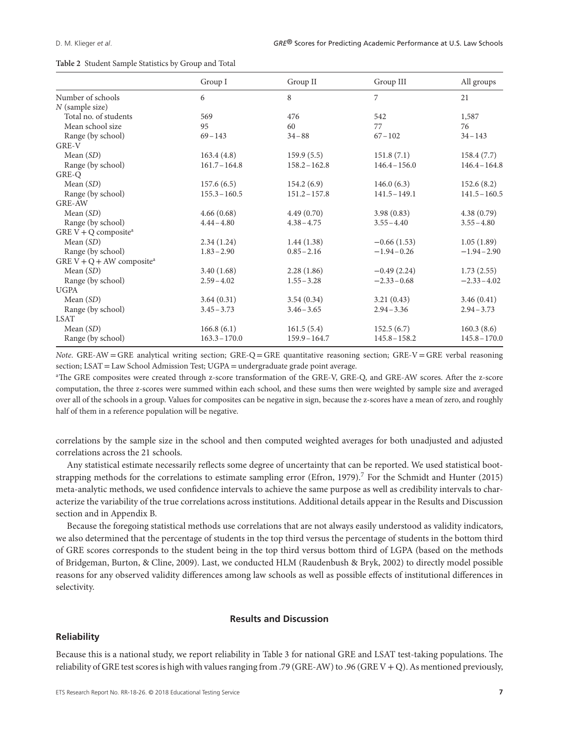**Table 2** Student Sample Statistics by Group and Total

| | Group I | Group II | Group III | All groups |
|---|---|---|---|---|
| Number of schools | 6 | 8 | 7 | 21 |
| *N* (sample size) | | | | |
| Total no. of students | 569 | 476 | 542 | 1,587 |
| Mean school size | 95 | 60 | 77 | 76 |
| Range (by school) | 69 – 143 | 34 – 88 | 67 – 102 | 34 – 143 |
| GRE-V | | | | |
| Mean (*SD*) | 163.4 (4.8) | 159.9 (5.5) | 151.8 (7.1) | 158.4 (7.7) |
| Range (by school) | 161.7 – 164.8 | 158.2 – 162.8 | 146.4 – 156.0 | 146.4 – 164.8 |
| GRE-Q | | | | |
| Mean (*SD*) | 157.6 (6.5) | 154.2 (6.9) | 146.0 (6.3) | 152.6 (8.2) |
| Range (by school) | 155.3 – 160.5 | 151.2 – 157.8 | 141.5 – 149.1 | 141.5 – 160.5 |
| GRE-AW | | | | |
| Mean (*SD*) | 4.66 (0.68) | 4.49 (0.70) | 3.98 (0.83) | 4.38 (0.79) |
| Range (by school) | 4.44 – 4.80 | 4.38 – 4.75 | 3.55 – 4.40 | 3.55 – 4.80 |
| GRE V + Q composite[a] | | | | |
| Mean (*SD*) | 2.34 (1.24) | 1.44 (1.38) | −0.66 (1.53) | 1.05 (1.89) |
| Range (by school) | 1.83 – 2.90 | 0.85 – 2.16 | −1.94 – 0.26 | −1.94 – 2.90 |
| GRE V + Q + AW composite[a] | | | | |
| Mean (*SD*) | 3.40 (1.68) | 2.28 (1.86) | −0.49 (2.24) | 1.73 (2.55) |
| Range (by school) | 2.59 – 4.02 | 1.55 – 3.28 | −2.33 – 0.68 | −2.33 – 4.02 |
| UGPA | | | | |
| Mean (*SD*) | 3.64 (0.31) | 3.54 (0.34) | 3.21 (0.43) | 3.46 (0.41) |
| Range (by school) | 3.45 – 3.73 | 3.46 – 3.65 | 2.94 – 3.36 | 2.94 – 3.73 |
| LSAT | | | | |
| Mean (*SD*) | 166.8 (6.1) | 161.5 (5.4) | 152.5 (6.7) | 160.3 (8.6) |
| Range (by school) | 163.3 – 170.0 | 159.9 – 164.7 | 145.8 – 158.2 | 145.8 – 170.0 |

*Note*. GRE-AW = GRE analytical writing section; GRE-Q = GRE quantitative reasoning section; GRE-V = GRE verbal reasoning section; LSAT = Law School Admission Test; UGPA = undergraduate grade point average.

[a]The GRE composites were created through z-score transformation of the GRE-V, GRE-Q, and GRE-AW scores. After the z-score computation, the three z-scores were summed within each school, and these sums then were weighted by sample size and averaged over all of the schools in a group. Values for composites can be negative in sign, because the z-scores have a mean of zero, and roughly half of them in a reference population will be negative.

correlations by the sample size in the school and then computed weighted averages for both unadjusted and adjusted correlations across the 21 schools.

Any statistical estimate necessarily reflects some degree of uncertainty that can be reported. We used statistical bootstrapping methods for the correlations to estimate sampling error (Efron, 1979).[7] For the Schmidt and Hunter (2015) meta-analytic methods, we used confidence intervals to achieve the same purpose as well as credibility intervals to characterize the variability of the true correlations across institutions. Additional details appear in the Results and Discussion section and in Appendix B.

Because the foregoing statistical methods use correlations that are not always easily understood as validity indicators, we also determined that the percentage of students in the top third versus the percentage of students in the bottom third of GRE scores corresponds to the student being in the top third versus bottom third of LGPA (based on the methods of Bridgeman, Burton, & Cline, 2009). Last, we conducted HLM (Raudenbush & Bryk, 2002) to directly model possible reasons for any observed validity differences among law schools as well as possible effects of institutional differences in selectivity.

## Results and Discussion

### Reliability

Because this is a national study, we report reliability in Table 3 for national GRE and LSAT test-taking populations. The reliability of GRE test scores is high with values ranging from .79 (GRE-AW) to .96 (GRE V + Q). As mentioned previously,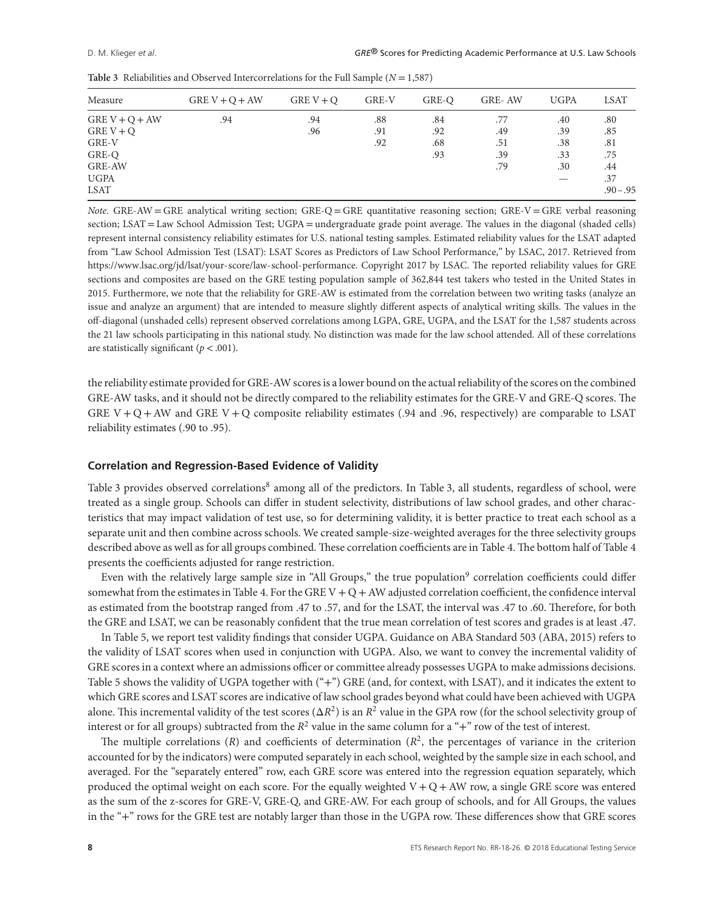**Table 3** Reliabilities and Observed Intercorrelations for the Full Sample ($N = 1,587$)

| Measure | GRE V + Q + AW | GRE V + Q | GRE-V | GRE-Q | GRE- AW | UGPA | LSAT |
|---|---|---|---|---|---|---|---|
| GRE V + Q + AW | .94 | .94 | .88 | .84 | .77 | .40 | .80 |
| GRE V + Q | | .96 | .91 | .92 | .49 | .39 | .85 |
| GRE-V | | | .92 | .68 | .51 | .38 | .81 |
| GRE-Q | | | | .93 | .39 | .33 | .75 |
| GRE-AW | | | | | .79 | .30 | .44 |
| UGPA | | | | | | — | .37 |
| LSAT | | | | | | | .90 – .95 |

*Note*. GRE-AW = GRE analytical writing section; GRE-Q = GRE quantitative reasoning section; GRE-V = GRE verbal reasoning section; LSAT = Law School Admission Test; UGPA = undergraduate grade point average. The values in the diagonal (shaded cells) represent internal consistency reliability estimates for U.S. national testing samples. Estimated reliability values for the LSAT adapted from "Law School Admission Test (LSAT): LSAT Scores as Predictors of Law School Performance," by LSAC, 2017. Retrieved from https://www.lsac.org/jd/lsat/your-score/law-school-performance. Copyright 2017 by LSAC. The reported reliability values for GRE sections and composites are based on the GRE testing population sample of 362,844 test takers who tested in the United States in 2015. Furthermore, we note that the reliability for GRE-AW is estimated from the correlation between two writing tasks (analyze an issue and analyze an argument) that are intended to measure slightly different aspects of analytical writing skills. The values in the off-diagonal (unshaded cells) represent observed correlations among LGPA, GRE, UGPA, and the LSAT for the 1,587 students across the 21 law schools participating in this national study. No distinction was made for the law school attended. All of these correlations are statistically significant ($p < .001$).

the reliability estimate provided for GRE-AW scores is a lower bound on the actual reliability of the scores on the combined GRE-AW tasks, and it should not be directly compared to the reliability estimates for the GRE-V and GRE-Q scores. The GRE V + Q + AW and GRE V + Q composite reliability estimates (.94 and .96, respectively) are comparable to LSAT reliability estimates (.90 to .95).

### Correlation and Regression-Based Evidence of Validity

Table 3 provides observed correlations[8] among all of the predictors. In Table 3, all students, regardless of school, were treated as a single group. Schools can differ in student selectivity, distributions of law school grades, and other characteristics that may impact validation of test use, so for determining validity, it is better practice to treat each school as a separate unit and then combine across schools. We created sample-size-weighted averages for the three selectivity groups described above as well as for all groups combined. These correlation coefficients are in Table 4. The bottom half of Table 4 presents the coefficients adjusted for range restriction.

Even with the relatively large sample size in "All Groups," the true population[9] correlation coefficients could differ somewhat from the estimates in Table 4. For the GRE V + Q + AW adjusted correlation coefficient, the confidence interval as estimated from the bootstrap ranged from .47 to .57, and for the LSAT, the interval was .47 to .60. Therefore, for both the GRE and LSAT, we can be reasonably confident that the true mean correlation of test scores and grades is at least .47.

In Table 5, we report test validity findings that consider UGPA. Guidance on ABA Standard 503 (ABA, 2015) refers to the validity of LSAT scores when used in conjunction with UGPA. Also, we want to convey the incremental validity of GRE scores in a context where an admissions officer or committee already possesses UGPA to make admissions decisions. Table 5 shows the validity of UGPA together with ("+") GRE (and, for context, with LSAT), and it indicates the extent to which GRE scores and LSAT scores are indicative of law school grades beyond what could have been achieved with UGPA alone. This incremental validity of the test scores ($\Delta R^2$) is an $R^2$ value in the GPA row (for the school selectivity group of interest or for all groups) subtracted from the $R^2$ value in the same column for a "+" row of the test of interest.

The multiple correlations ($R$) and coefficients of determination ($R^2$, the percentages of variance in the criterion accounted for by the indicators) were computed separately in each school, weighted by the sample size in each school, and averaged. For the "separately entered" row, each GRE score was entered into the regression equation separately, which produced the optimal weight on each score. For the equally weighted V + Q + AW row, a single GRE score was entered as the sum of the z-scores for GRE-V, GRE-Q, and GRE-AW. For each group of schools, and for All Groups, the values in the "+" rows for the GRE test are notably larger than those in the UGPA row. These differences show that GRE scores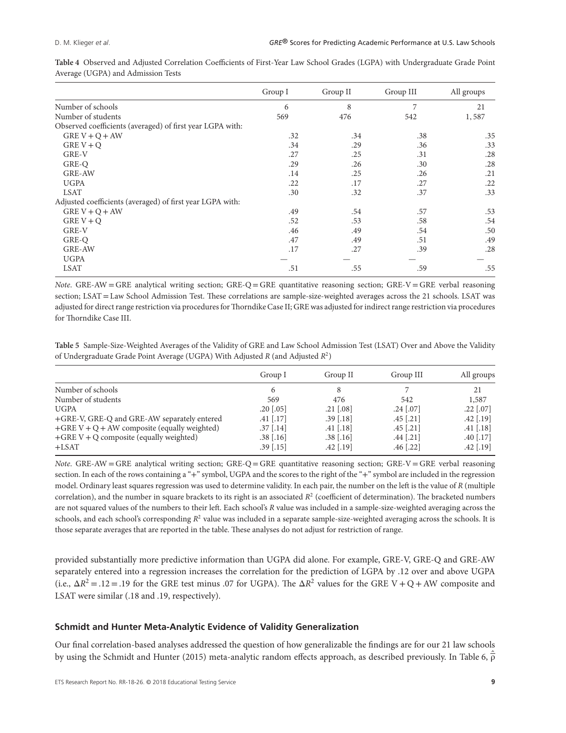**Table 4** Observed and Adjusted Correlation Coefficients of First-Year Law School Grades (LGPA) with Undergraduate Grade Point Average (UGPA) and Admission Tests

| | Group I | Group II | Group III | All groups |
|---|---|---|---|---|
| Number of schools | 6 | 8 | 7 | 21 |
| Number of students | 569 | 476 | 542 | 1, 587 |
| Observed coefficients (averaged) of first year LGPA with: | | | | |
| GRE V + Q + AW | .32 | .34 | .38 | .35 |
| GRE V + Q | .34 | .29 | .36 | .33 |
| GRE-V | .27 | .25 | .31 | .28 |
| GRE-Q | .29 | .26 | .30 | .28 |
| GRE-AW | .14 | .25 | .26 | .21 |
| UGPA | .22 | .17 | .27 | .22 |
| LSAT | .30 | .32 | .37 | .33 |
| Adjusted coefficients (averaged) of first year LGPA with: | | | | |
| GRE V + Q + AW | .49 | .54 | .57 | .53 |
| GRE V + Q | .52 | .53 | .58 | .54 |
| GRE-V | .46 | .49 | .54 | .50 |
| GRE-Q | .47 | .49 | .51 | .49 |
| GRE-AW | .17 | .27 | .39 | .28 |
| UGPA | — | — | — | — |
| LSAT | .51 | .55 | .59 | .55 |

*Note*. GRE-AW = GRE analytical writing section; GRE-Q = GRE quantitative reasoning section; GRE-V = GRE verbal reasoning section; LSAT = Law School Admission Test. These correlations are sample-size-weighted averages across the 21 schools. LSAT was adjusted for direct range restriction via procedures for Thorndike Case II; GRE was adjusted for indirect range restriction via procedures for Thorndike Case III.

**Table 5** Sample-Size-Weighted Averages of the Validity of GRE and Law School Admission Test (LSAT) Over and Above the Validity of Undergraduate Grade Point Average (UGPA) With Adjusted $R$ (and Adjusted $R^2$)

| | Group I | Group II | Group III | All groups |
|---|---|---|---|---|
| Number of schools | 6 | 8 | 7 | 21 |
| Number of students | 569 | 476 | 542 | 1,587 |
| UGPA | .20 [.05] | .21 [.08] | .24 [.07] | .22 [.07] |
| +GRE-V, GRE-Q and GRE-AW separately entered | .41 [.17] | .39 [.18] | .45 [.21] | .42 [.19] |
| +GRE V + Q + AW composite (equally weighted) | .37 [.14] | .41 [.18] | .45 [.21] | .41 [.18] |
| +GRE V + Q composite (equally weighted) | .38 [.16] | .38 [.16] | .44 [.21] | .40 [.17] |
| +LSAT | .39 [.15] | .42 [.19] | .46 [.22] | .42 [.19] |

*Note*. GRE-AW = GRE analytical writing section; GRE-Q = GRE quantitative reasoning section; GRE-V = GRE verbal reasoning section. In each of the rows containing a "+" symbol, UGPA and the scores to the right of the "+" symbol are included in the regression model. Ordinary least squares regression was used to determine validity. In each pair, the number on the left is the value of $R$ (multiple correlation), and the number in square brackets to its right is an associated $R^2$ (coefficient of determination). The bracketed numbers are not squared values of the numbers to their left. Each school's $R$ value was included in a sample-size-weighted averaging across the schools, and each school's corresponding $R^2$ value was included in a separate sample-size-weighted averaging across the schools. It is those separate averages that are reported in the table. These analyses do not adjust for restriction of range.

provided substantially more predictive information than UGPA did alone. For example, GRE-V, GRE-Q and GRE-AW separately entered into a regression increases the correlation for the prediction of LGPA by .12 over and above UGPA (i.e., $\Delta R^2 = .12 = .19$ for the GRE test minus .07 for UGPA). The $\Delta R^2$ values for the GRE V + Q + AW composite and LSAT were similar (.18 and .19, respectively).

### Schmidt and Hunter Meta-Analytic Evidence of Validity Generalization

Our final correlation-based analyses addressed the question of how generalizable the findings are for our 21 law schools by using the Schmidt and Hunter (2015) meta-analytic random effects approach, as described previously. In Table 6, $\hat{\bar{\rho}}$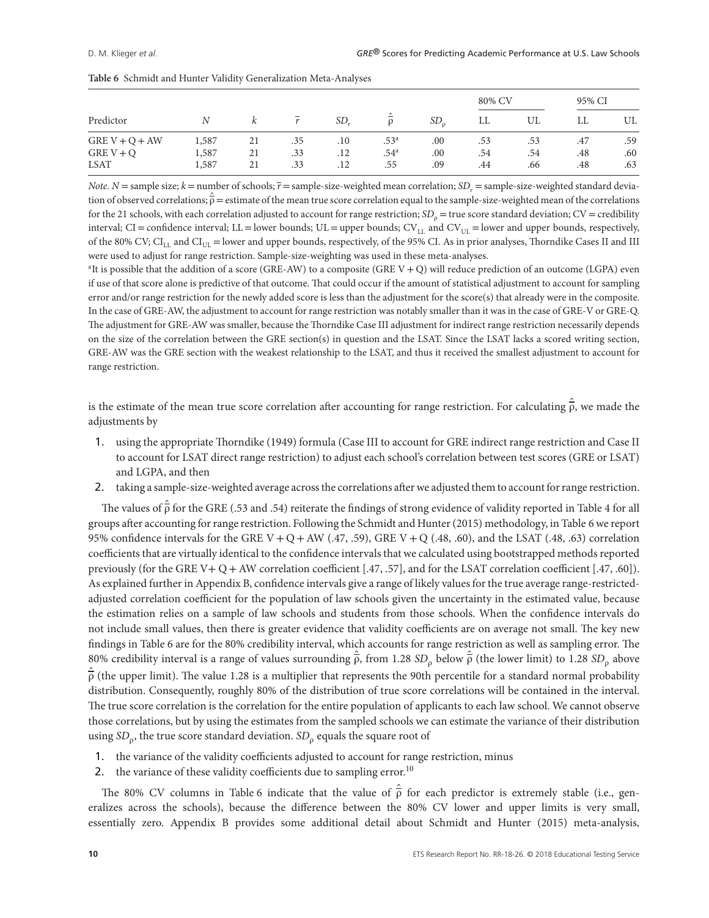**Table 6** Schmidt and Hunter Validity Generalization Meta-Analyses

| Predictor | $N$ | $k$ | $\bar{r}$ | $SD_r$ | $\hat{\bar{\rho}}$ | $SD_\rho$ | 80% CV | | 95% CI | |
|---|---|---|---|---|---|---|---|---|---|---|
| | | | | | | | LL | UL | LL | UL |
| GRE V + Q + AW | 1,587 | 21 | .35 | .10 | .53[a] | .00 | .53 | .53 | .47 | .59 |
| GRE V + Q | 1,587 | 21 | .33 | .12 | .54[a] | .00 | .54 | .54 | .48 | .60 |
| LSAT | 1,587 | 21 | .33 | .12 | .55 | .09 | .44 | .66 | .48 | .63 |

*Note.* $N$ = sample size; $k$ = number of schools; $\bar{r}$ = sample-size-weighted mean correlation; $SD_r$ = sample-size-weighted standard deviation of observed correlations; $\hat{\bar{\rho}}$ = estimate of the mean true score correlation equal to the sample-size-weighted mean of the correlations for the 21 schools, with each correlation adjusted to account for range restriction; $SD_\rho$ = true score standard deviation; CV = credibility interval; CI = confidence interval; LL = lower bounds; UL = upper bounds; $CV_{LL}$ and $CV_{UL}$ = lower and upper bounds, respectively, of the 80% CV; $CI_{LL}$ and $CI_{UL}$ = lower and upper bounds, respectively, of the 95% CI. As in prior analyses, Thorndike Cases II and III were used to adjust for range restriction. Sample-size-weighting was used in these meta-analyses.

[a]It is possible that the addition of a score (GRE-AW) to a composite (GRE V + Q) will reduce prediction of an outcome (LGPA) even if use of that score alone is predictive of that outcome. That could occur if the amount of statistical adjustment to account for sampling error and/or range restriction for the newly added score is less than the adjustment for the score(s) that already were in the composite. In the case of GRE-AW, the adjustment to account for range restriction was notably smaller than it was in the case of GRE-V or GRE-Q. The adjustment for GRE-AW was smaller, because the Thorndike Case III adjustment for indirect range restriction necessarily depends on the size of the correlation between the GRE section(s) in question and the LSAT. Since the LSAT lacks a scored writing section, GRE-AW was the GRE section with the weakest relationship to the LSAT, and thus it received the smallest adjustment to account for range restriction.

is the estimate of the mean true score correlation after accounting for range restriction. For calculating $\hat{\bar{\rho}}$, we made the adjustments by

1. using the appropriate Thorndike (1949) formula (Case III to account for GRE indirect range restriction and Case II to account for LSAT direct range restriction) to adjust each school's correlation between test scores (GRE or LSAT) and LGPA, and then
2. taking a sample-size-weighted average across the correlations after we adjusted them to account for range restriction.

The values of $\hat{\bar{\rho}}$ for the GRE (.53 and .54) reiterate the findings of strong evidence of validity reported in Table 4 for all groups after accounting for range restriction. Following the Schmidt and Hunter (2015) methodology, in Table 6 we report 95% confidence intervals for the GRE V + Q + AW (.47, .59), GRE V + Q (.48, .60), and the LSAT (.48, .63) correlation coefficients that are virtually identical to the confidence intervals that we calculated using bootstrapped methods reported previously (for the GRE V+ Q + AW correlation coefficient [.47, .57], and for the LSAT correlation coefficient [.47, .60]). As explained further in Appendix B, confidence intervals give a range of likely values for the true average range-restricted-adjusted correlation coefficient for the population of law schools given the uncertainty in the estimated value, because the estimation relies on a sample of law schools and students from those schools. When the confidence intervals do not include small values, then there is greater evidence that validity coefficients are on average not small. The key new findings in Table 6 are for the 80% credibility interval, which accounts for range restriction as well as sampling error. The 80% credibility interval is a range of values surrounding $\hat{\bar{\rho}}$, from 1.28 $SD_\rho$ below $\hat{\bar{\rho}}$ (the lower limit) to 1.28 $SD_\rho$ above $\hat{\bar{\rho}}$ (the upper limit). The value 1.28 is a multiplier that represents the 90th percentile for a standard normal probability distribution. Consequently, roughly 80% of the distribution of true score correlations will be contained in the interval. The true score correlation is the correlation for the entire population of applicants to each law school. We cannot observe those correlations, but by using the estimates from the sampled schools we can estimate the variance of their distribution using $SD_\rho$, the true score standard deviation. $SD_\rho$ equals the square root of

1. the variance of the validity coefficients adjusted to account for range restriction, minus
2. the variance of these validity coefficients due to sampling error.[10]

The 80% CV columns in Table 6 indicate that the value of $\hat{\bar{\rho}}$ for each predictor is extremely stable (i.e., generalizes across the schools), because the difference between the 80% CV lower and upper limits is very small, essentially zero. Appendix B provides some additional detail about Schmidt and Hunter (2015) meta-analysis,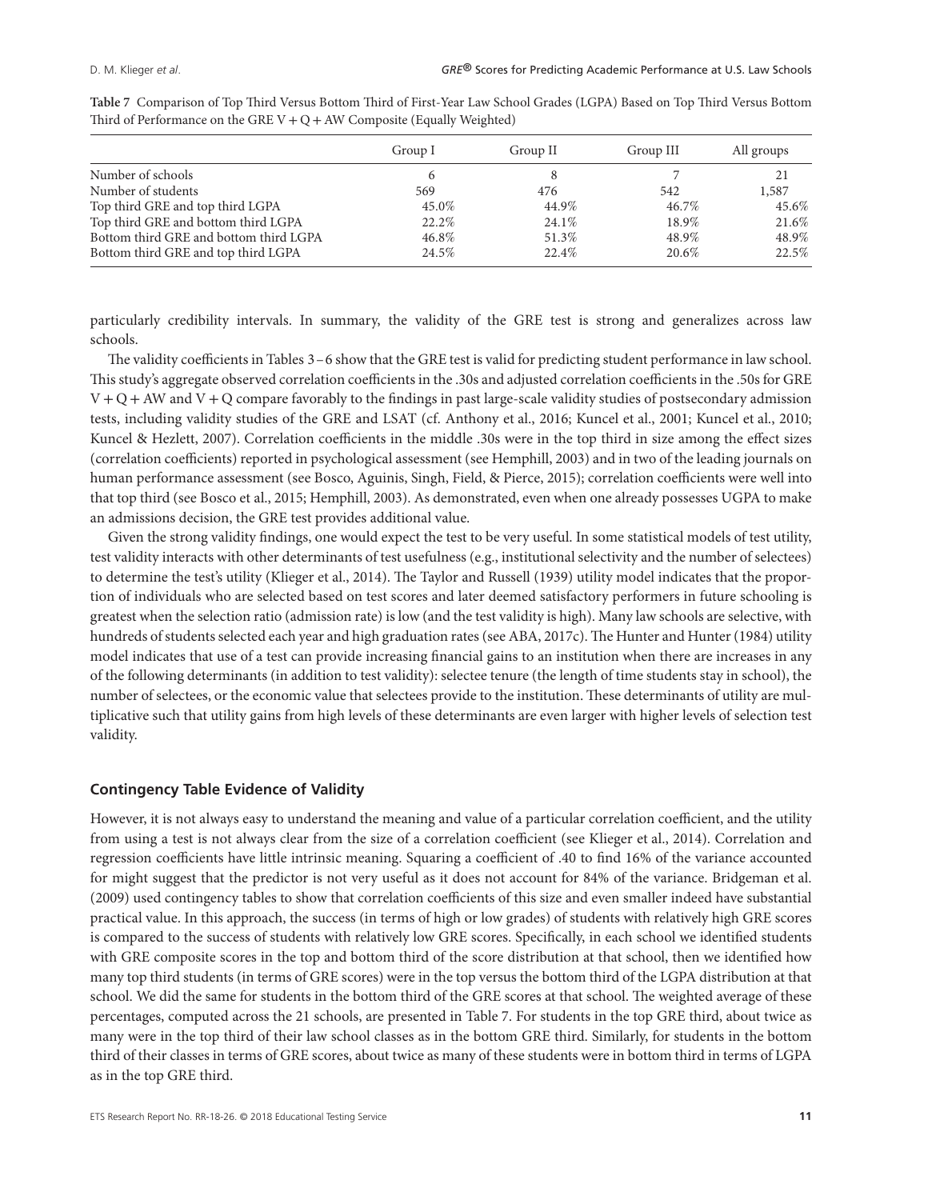**Table 7** Comparison of Top Third Versus Bottom Third of First-Year Law School Grades (LGPA) Based on Top Third Versus Bottom Third of Performance on the GRE V + Q + AW Composite (Equally Weighted)

| | Group I | Group II | Group III | All groups |
|---|---|---|---|---|
| Number of schools | 6 | 8 | 7 | 21 |
| Number of students | 569 | 476 | 542 | 1,587 |
| Top third GRE and top third LGPA | 45.0% | 44.9% | 46.7% | 45.6% |
| Top third GRE and bottom third LGPA | 22.2% | 24.1% | 18.9% | 21.6% |
| Bottom third GRE and bottom third LGPA | 46.8% | 51.3% | 48.9% | 48.9% |
| Bottom third GRE and top third LGPA | 24.5% | 22.4% | 20.6% | 22.5% |

particularly credibility intervals. In summary, the validity of the GRE test is strong and generalizes across law schools.

The validity coefficients in Tables 3–6 show that the GRE test is valid for predicting student performance in law school. This study's aggregate observed correlation coefficients in the .30s and adjusted correlation coefficients in the .50s for GRE V + Q + AW and V + Q compare favorably to the findings in past large-scale validity studies of postsecondary admission tests, including validity studies of the GRE and LSAT (cf. Anthony et al., 2016; Kuncel et al., 2001; Kuncel et al., 2010; Kuncel & Hezlett, 2007). Correlation coefficients in the middle .30s were in the top third in size among the effect sizes (correlation coefficients) reported in psychological assessment (see Hemphill, 2003) and in two of the leading journals on human performance assessment (see Bosco, Aguinis, Singh, Field, & Pierce, 2015); correlation coefficients were well into that top third (see Bosco et al., 2015; Hemphill, 2003). As demonstrated, even when one already possesses UGPA to make an admissions decision, the GRE test provides additional value.

Given the strong validity findings, one would expect the test to be very useful. In some statistical models of test utility, test validity interacts with other determinants of test usefulness (e.g., institutional selectivity and the number of selectees) to determine the test's utility (Klieger et al., 2014). The Taylor and Russell (1939) utility model indicates that the proportion of individuals who are selected based on test scores and later deemed satisfactory performers in future schooling is greatest when the selection ratio (admission rate) is low (and the test validity is high). Many law schools are selective, with hundreds of students selected each year and high graduation rates (see ABA, 2017c). The Hunter and Hunter (1984) utility model indicates that use of a test can provide increasing financial gains to an institution when there are increases in any of the following determinants (in addition to test validity): selectee tenure (the length of time students stay in school), the number of selectees, or the economic value that selectees provide to the institution. These determinants of utility are multiplicative such that utility gains from high levels of these determinants are even larger with higher levels of selection test validity.

## Contingency Table Evidence of Validity

However, it is not always easy to understand the meaning and value of a particular correlation coefficient, and the utility from using a test is not always clear from the size of a correlation coefficient (see Klieger et al., 2014). Correlation and regression coefficients have little intrinsic meaning. Squaring a coefficient of .40 to find 16% of the variance accounted for might suggest that the predictor is not very useful as it does not account for 84% of the variance. Bridgeman et al. (2009) used contingency tables to show that correlation coefficients of this size and even smaller indeed have substantial practical value. In this approach, the success (in terms of high or low grades) of students with relatively high GRE scores is compared to the success of students with relatively low GRE scores. Specifically, in each school we identified students with GRE composite scores in the top and bottom third of the score distribution at that school, then we identified how many top third students (in terms of GRE scores) were in the top versus the bottom third of the LGPA distribution at that school. We did the same for students in the bottom third of the GRE scores at that school. The weighted average of these percentages, computed across the 21 schools, are presented in Table 7. For students in the top GRE third, about twice as many were in the top third of their law school classes as in the bottom GRE third. Similarly, for students in the bottom third of their classes in terms of GRE scores, about twice as many of these students were in bottom third in terms of LGPA as in the top GRE third.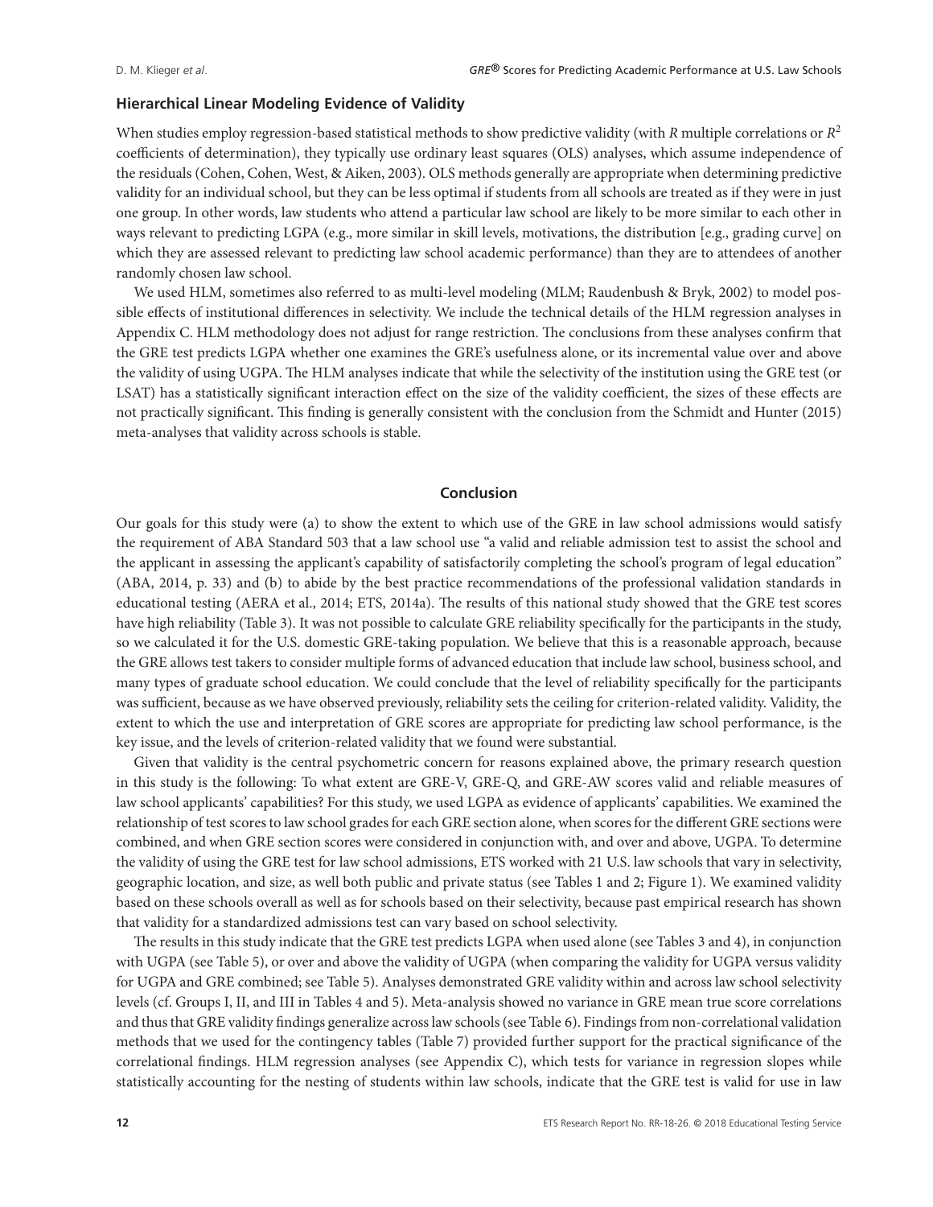### Hierarchical Linear Modeling Evidence of Validity

When studies employ regression-based statistical methods to show predictive validity (with $R$ multiple correlations or $R^2$ coefficients of determination), they typically use ordinary least squares (OLS) analyses, which assume independence of the residuals (Cohen, Cohen, West, & Aiken, 2003). OLS methods generally are appropriate when determining predictive validity for an individual school, but they can be less optimal if students from all schools are treated as if they were in just one group. In other words, law students who attend a particular law school are likely to be more similar to each other in ways relevant to predicting LGPA (e.g., more similar in skill levels, motivations, the distribution [e.g., grading curve] on which they are assessed relevant to predicting law school academic performance) than they are to attendees of another randomly chosen law school.

We used HLM, sometimes also referred to as multi-level modeling (MLM; Raudenbush & Bryk, 2002) to model possible effects of institutional differences in selectivity. We include the technical details of the HLM regression analyses in Appendix C. HLM methodology does not adjust for range restriction. The conclusions from these analyses confirm that the GRE test predicts LGPA whether one examines the GRE's usefulness alone, or its incremental value over and above the validity of using UGPA. The HLM analyses indicate that while the selectivity of the institution using the GRE test (or LSAT) has a statistically significant interaction effect on the size of the validity coefficient, the sizes of these effects are not practically significant. This finding is generally consistent with the conclusion from the Schmidt and Hunter (2015) meta-analyses that validity across schools is stable.

## Conclusion

Our goals for this study were (a) to show the extent to which use of the GRE in law school admissions would satisfy the requirement of ABA Standard 503 that a law school use "a valid and reliable admission test to assist the school and the applicant in assessing the applicant's capability of satisfactorily completing the school's program of legal education" (ABA, 2014, p. 33) and (b) to abide by the best practice recommendations of the professional validation standards in educational testing (AERA et al., 2014; ETS, 2014a). The results of this national study showed that the GRE test scores have high reliability (Table 3). It was not possible to calculate GRE reliability specifically for the participants in the study, so we calculated it for the U.S. domestic GRE-taking population. We believe that this is a reasonable approach, because the GRE allows test takers to consider multiple forms of advanced education that include law school, business school, and many types of graduate school education. We could conclude that the level of reliability specifically for the participants was sufficient, because as we have observed previously, reliability sets the ceiling for criterion-related validity. Validity, the extent to which the use and interpretation of GRE scores are appropriate for predicting law school performance, is the key issue, and the levels of criterion-related validity that we found were substantial.

Given that validity is the central psychometric concern for reasons explained above, the primary research question in this study is the following: To what extent are GRE-V, GRE-Q, and GRE-AW scores valid and reliable measures of law school applicants' capabilities? For this study, we used LGPA as evidence of applicants' capabilities. We examined the relationship of test scores to law school grades for each GRE section alone, when scores for the different GRE sections were combined, and when GRE section scores were considered in conjunction with, and over and above, UGPA. To determine the validity of using the GRE test for law school admissions, ETS worked with 21 U.S. law schools that vary in selectivity, geographic location, and size, as well both public and private status (see Tables 1 and 2; Figure 1). We examined validity based on these schools overall as well as for schools based on their selectivity, because past empirical research has shown that validity for a standardized admissions test can vary based on school selectivity.

The results in this study indicate that the GRE test predicts LGPA when used alone (see Tables 3 and 4), in conjunction with UGPA (see Table 5), or over and above the validity of UGPA (when comparing the validity for UGPA versus validity for UGPA and GRE combined; see Table 5). Analyses demonstrated GRE validity within and across law school selectivity levels (cf. Groups I, II, and III in Tables 4 and 5). Meta-analysis showed no variance in GRE mean true score correlations and thus that GRE validity findings generalize across law schools (see Table 6). Findings from non-correlational validation methods that we used for the contingency tables (Table 7) provided further support for the practical significance of the correlational findings. HLM regression analyses (see Appendix C), which tests for variance in regression slopes while statistically accounting for the nesting of students within law schools, indicate that the GRE test is valid for use in law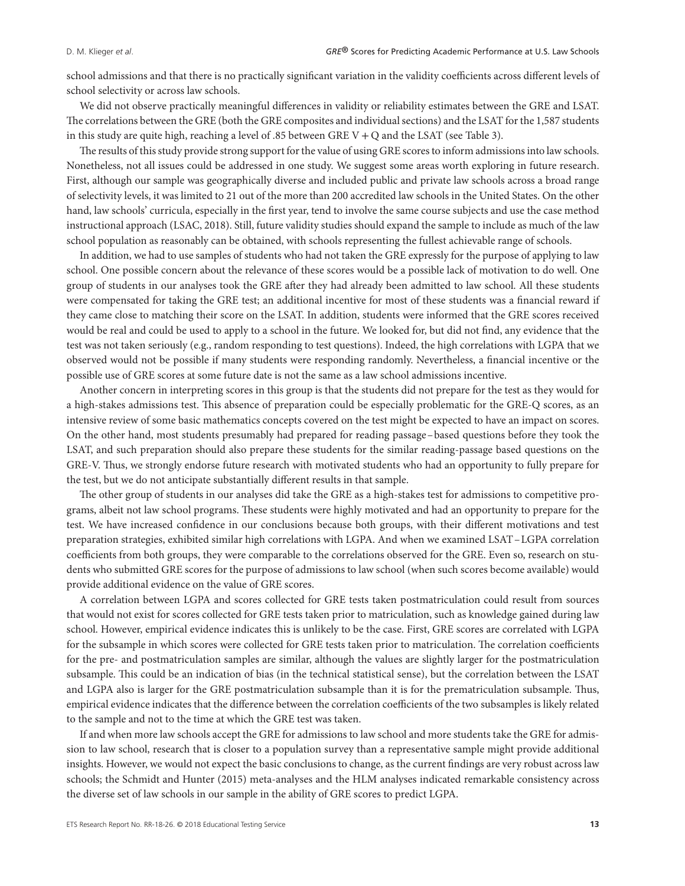school admissions and that there is no practically significant variation in the validity coefficients across different levels of school selectivity or across law schools.

We did not observe practically meaningful differences in validity or reliability estimates between the GRE and LSAT. The correlations between the GRE (both the GRE composites and individual sections) and the LSAT for the 1,587 students in this study are quite high, reaching a level of .85 between GRE V + Q and the LSAT (see Table 3).

The results of this study provide strong support for the value of using GRE scores to inform admissions into law schools. Nonetheless, not all issues could be addressed in one study. We suggest some areas worth exploring in future research. First, although our sample was geographically diverse and included public and private law schools across a broad range of selectivity levels, it was limited to 21 out of the more than 200 accredited law schools in the United States. On the other hand, law schools' curricula, especially in the first year, tend to involve the same course subjects and use the case method instructional approach (LSAC, 2018). Still, future validity studies should expand the sample to include as much of the law school population as reasonably can be obtained, with schools representing the fullest achievable range of schools.

In addition, we had to use samples of students who had not taken the GRE expressly for the purpose of applying to law school. One possible concern about the relevance of these scores would be a possible lack of motivation to do well. One group of students in our analyses took the GRE after they had already been admitted to law school. All these students were compensated for taking the GRE test; an additional incentive for most of these students was a financial reward if they came close to matching their score on the LSAT. In addition, students were informed that the GRE scores received would be real and could be used to apply to a school in the future. We looked for, but did not find, any evidence that the test was not taken seriously (e.g., random responding to test questions). Indeed, the high correlations with LGPA that we observed would not be possible if many students were responding randomly. Nevertheless, a financial incentive or the possible use of GRE scores at some future date is not the same as a law school admissions incentive.

Another concern in interpreting scores in this group is that the students did not prepare for the test as they would for a high-stakes admissions test. This absence of preparation could be especially problematic for the GRE-Q scores, as an intensive review of some basic mathematics concepts covered on the test might be expected to have an impact on scores. On the other hand, most students presumably had prepared for reading passage–based questions before they took the LSAT, and such preparation should also prepare these students for the similar reading-passage based questions on the GRE-V. Thus, we strongly endorse future research with motivated students who had an opportunity to fully prepare for the test, but we do not anticipate substantially different results in that sample.

The other group of students in our analyses did take the GRE as a high-stakes test for admissions to competitive programs, albeit not law school programs. These students were highly motivated and had an opportunity to prepare for the test. We have increased confidence in our conclusions because both groups, with their different motivations and test preparation strategies, exhibited similar high correlations with LGPA. And when we examined LSAT–LGPA correlation coefficients from both groups, they were comparable to the correlations observed for the GRE. Even so, research on students who submitted GRE scores for the purpose of admissions to law school (when such scores become available) would provide additional evidence on the value of GRE scores.

A correlation between LGPA and scores collected for GRE tests taken postmatriculation could result from sources that would not exist for scores collected for GRE tests taken prior to matriculation, such as knowledge gained during law school. However, empirical evidence indicates this is unlikely to be the case. First, GRE scores are correlated with LGPA for the subsample in which scores were collected for GRE tests taken prior to matriculation. The correlation coefficients for the pre- and postmatriculation samples are similar, although the values are slightly larger for the postmatriculation subsample. This could be an indication of bias (in the technical statistical sense), but the correlation between the LSAT and LGPA also is larger for the GRE postmatriculation subsample than it is for the prematriculation subsample. Thus, empirical evidence indicates that the difference between the correlation coefficients of the two subsamples is likely related to the sample and not to the time at which the GRE test was taken.

If and when more law schools accept the GRE for admissions to law school and more students take the GRE for admission to law school, research that is closer to a population survey than a representative sample might provide additional insights. However, we would not expect the basic conclusions to change, as the current findings are very robust across law schools; the Schmidt and Hunter (2015) meta-analyses and the HLM analyses indicated remarkable consistency across the diverse set of law schools in our sample in the ability of GRE scores to predict LGPA.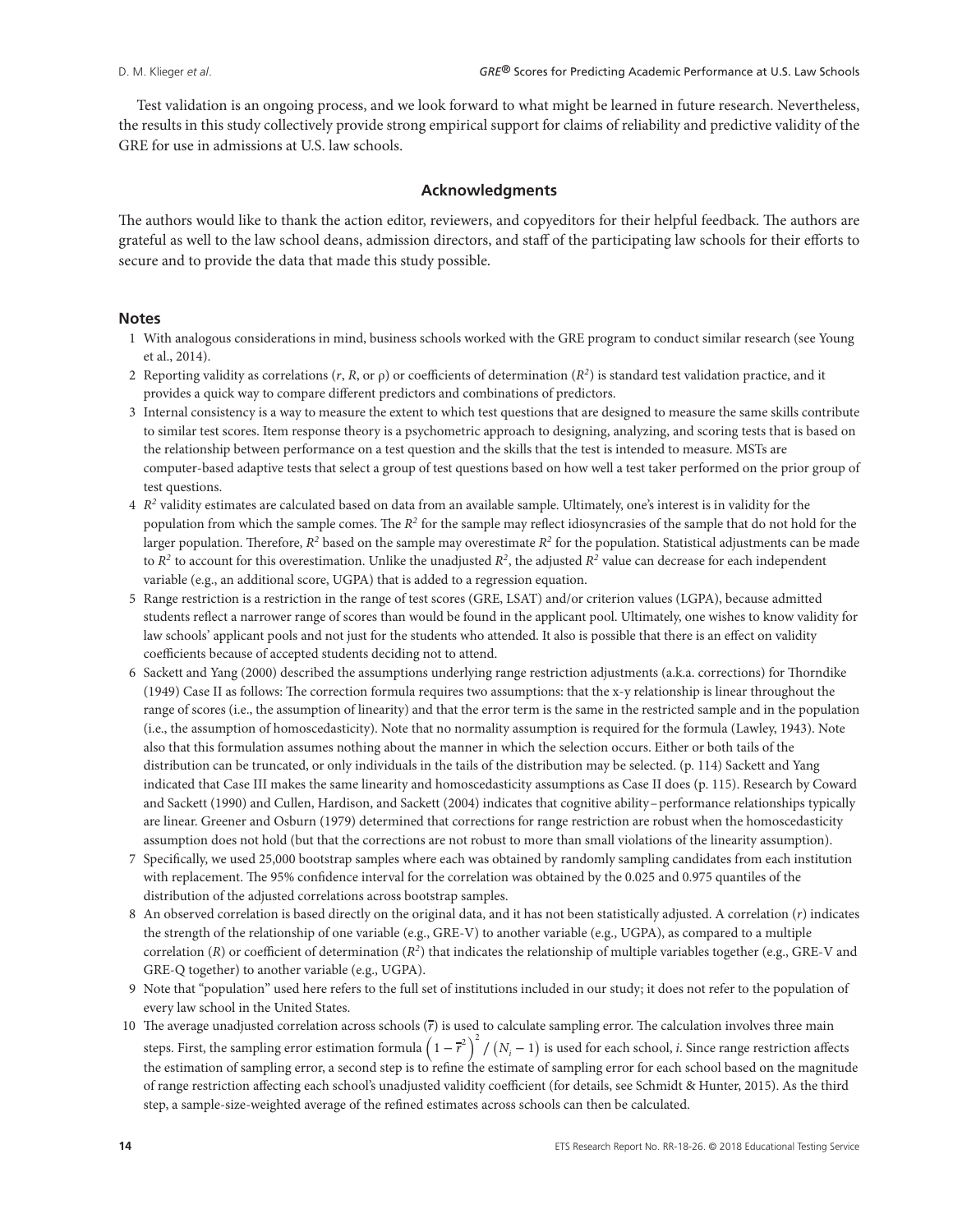Test validation is an ongoing process, and we look forward to what might be learned in future research. Nevertheless, the results in this study collectively provide strong empirical support for claims of reliability and predictive validity of the GRE for use in admissions at U.S. law schools.

## Acknowledgments

The authors would like to thank the action editor, reviewers, and copyeditors for their helpful feedback. The authors are grateful as well to the law school deans, admission directors, and staff of the participating law schools for their efforts to secure and to provide the data that made this study possible.

### Notes

1. With analogous considerations in mind, business schools worked with the GRE program to conduct similar research (see Young et al., 2014).
2. Reporting validity as correlations ($r$, $R$, or $\rho$) or coefficients of determination ($R^2$) is standard test validation practice, and it provides a quick way to compare different predictors and combinations of predictors.
3. Internal consistency is a way to measure the extent to which test questions that are designed to measure the same skills contribute to similar test scores. Item response theory is a psychometric approach to designing, analyzing, and scoring tests that is based on the relationship between performance on a test question and the skills that the test is intended to measure. MSTs are computer-based adaptive tests that select a group of test questions based on how well a test taker performed on the prior group of test questions.
4. $R^2$ validity estimates are calculated based on data from an available sample. Ultimately, one's interest is in validity for the population from which the sample comes. The $R^2$ for the sample may reflect idiosyncrasies of the sample that do not hold for the larger population. Therefore, $R^2$ based on the sample may overestimate $R^2$ for the population. Statistical adjustments can be made to $R^2$ to account for this overestimation. Unlike the unadjusted $R^2$, the adjusted $R^2$ value can decrease for each independent variable (e.g., an additional score, UGPA) that is added to a regression equation.
5. Range restriction is a restriction in the range of test scores (GRE, LSAT) and/or criterion values (LGPA), because admitted students reflect a narrower range of scores than would be found in the applicant pool. Ultimately, one wishes to know validity for law schools' applicant pools and not just for the students who attended. It also is possible that there is an effect on validity coefficients because of accepted students deciding not to attend.
6. Sackett and Yang (2000) described the assumptions underlying range restriction adjustments (a.k.a. corrections) for Thorndike (1949) Case II as follows: The correction formula requires two assumptions: that the x-y relationship is linear throughout the range of scores (i.e., the assumption of linearity) and that the error term is the same in the restricted sample and in the population (i.e., the assumption of homoscedasticity). Note that no normality assumption is required for the formula (Lawley, 1943). Note also that this formulation assumes nothing about the manner in which the selection occurs. Either or both tails of the distribution can be truncated, or only individuals in the tails of the distribution may be selected. (p. 114) Sackett and Yang indicated that Case III makes the same linearity and homoscedasticity assumptions as Case II does (p. 115). Research by Coward and Sackett (1990) and Cullen, Hardison, and Sackett (2004) indicates that cognitive ability–performance relationships typically are linear. Greener and Osburn (1979) determined that corrections for range restriction are robust when the homoscedasticity assumption does not hold (but that the corrections are not robust to more than small violations of the linearity assumption).
7. Specifically, we used 25,000 bootstrap samples where each was obtained by randomly sampling candidates from each institution with replacement. The 95% confidence interval for the correlation was obtained by the 0.025 and 0.975 quantiles of the distribution of the adjusted correlations across bootstrap samples.
8. An observed correlation is based directly on the original data, and it has not been statistically adjusted. A correlation ($r$) indicates the strength of the relationship of one variable (e.g., GRE-V) to another variable (e.g., UGPA), as compared to a multiple correlation ($R$) or coefficient of determination ($R^2$) that indicates the relationship of multiple variables together (e.g., GRE-V and GRE-Q together) to another variable (e.g., UGPA).
9. Note that "population" used here refers to the full set of institutions included in our study; it does not refer to the population of every law school in the United States.
10. The average unadjusted correlation across schools ($\bar{r}$) is used to calculate sampling error. The calculation involves three main steps. First, the sampling error estimation formula $\left(1 - \bar{r}^2\right)^2 / \left(N_i - 1\right)$ is used for each school, $i$. Since range restriction affects the estimation of sampling error, a second step is to refine the estimate of sampling error for each school based on the magnitude of range restriction affecting each school's unadjusted validity coefficient (for details, see Schmidt & Hunter, 2015). As the third step, a sample-size-weighted average of the refined estimates across schools can then be calculated.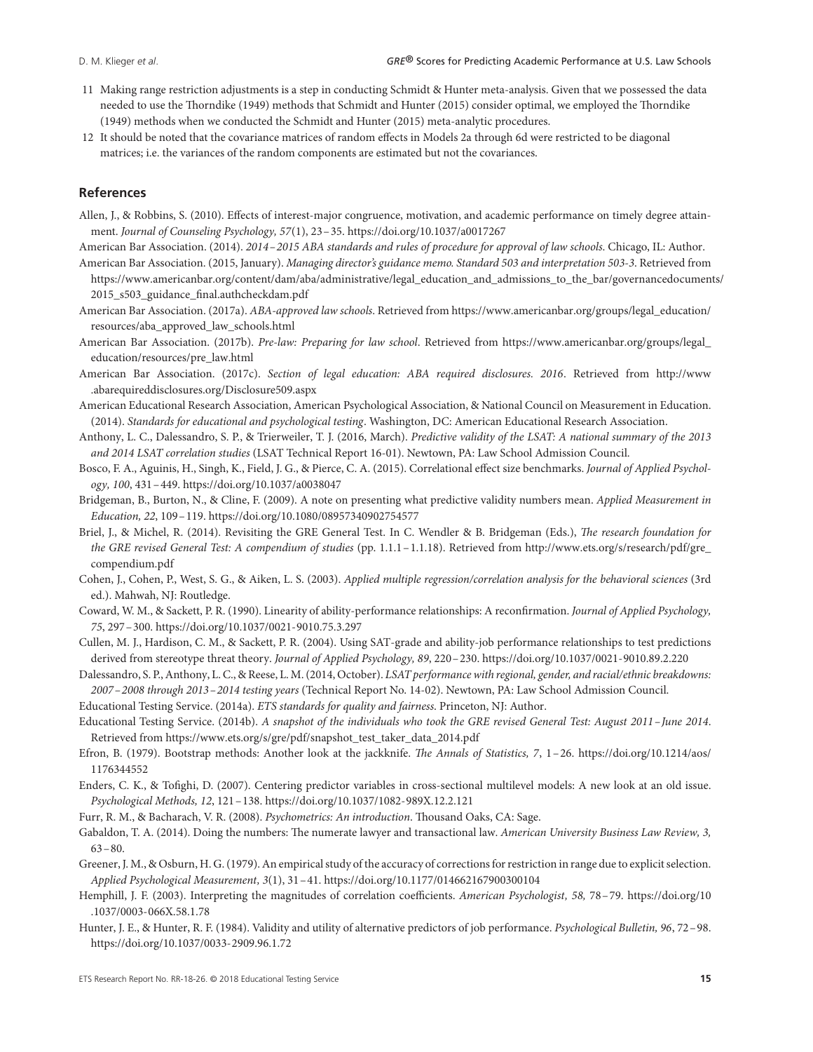11 Making range restriction adjustments is a step in conducting Schmidt & Hunter meta-analysis. Given that we possessed the data needed to use the Thorndike (1949) methods that Schmidt and Hunter (2015) consider optimal, we employed the Thorndike (1949) methods when we conducted the Schmidt and Hunter (2015) meta-analytic procedures.

12 It should be noted that the covariance matrices of random effects in Models 2a through 6d were restricted to be diagonal matrices; i.e. the variances of the random components are estimated but not the covariances.

## References

Allen, J., & Robbins, S. (2010). Effects of interest-major congruence, motivation, and academic performance on timely degree attainment. *Journal of Counseling Psychology, 57*(1), 23–35. https://doi.org/10.1037/a0017267

American Bar Association. (2014). *2014–2015 ABA standards and rules of procedure for approval of law schools*. Chicago, IL: Author.

American Bar Association. (2015, January). *Managing director's guidance memo. Standard 503 and interpretation 503-3*. Retrieved from https://www.americanbar.org/content/dam/aba/administrative/legal_education_and_admissions_to_the_bar/governancedocuments/2015_s503_guidance_final.authcheckdam.pdf

American Bar Association. (2017a). *ABA-approved law schools*. Retrieved from https://www.americanbar.org/groups/legal_education/resources/aba_approved_law_schools.html

American Bar Association. (2017b). *Pre-law: Preparing for law school*. Retrieved from https://www.americanbar.org/groups/legal_education/resources/pre_law.html

American Bar Association. (2017c). *Section of legal education: ABA required disclosures. 2016*. Retrieved from http://www.abarequireddisclosures.org/Disclosure509.aspx

American Educational Research Association, American Psychological Association, & National Council on Measurement in Education. (2014). *Standards for educational and psychological testing*. Washington, DC: American Educational Research Association.

Anthony, L. C., Dalessandro, S. P., & Trierweiler, T. J. (2016, March). *Predictive validity of the LSAT: A national summary of the 2013 and 2014 LSAT correlation studies* (LSAT Technical Report 16-01). Newtown, PA: Law School Admission Council.

Bosco, F. A., Aguinis, H., Singh, K., Field, J. G., & Pierce, C. A. (2015). Correlational effect size benchmarks. *Journal of Applied Psychology, 100*, 431–449. https://doi.org/10.1037/a0038047

Bridgeman, B., Burton, N., & Cline, F. (2009). A note on presenting what predictive validity numbers mean. *Applied Measurement in Education, 22*, 109–119. https://doi.org/10.1080/08957340902754577

Briel, J., & Michel, R. (2014). Revisiting the GRE General Test. In C. Wendler & B. Bridgeman (Eds.), *The research foundation for the GRE revised General Test: A compendium of studies* (pp. 1.1.1–1.1.18). Retrieved from http://www.ets.org/s/research/pdf/gre_compendium.pdf

Cohen, J., Cohen, P., West, S. G., & Aiken, L. S. (2003). *Applied multiple regression/correlation analysis for the behavioral sciences* (3rd ed.). Mahwah, NJ: Routledge.

Coward, W. M., & Sackett, P. R. (1990). Linearity of ability-performance relationships: A reconfirmation. *Journal of Applied Psychology, 75*, 297–300. https://doi.org/10.1037/0021-9010.75.3.297

Cullen, M. J., Hardison, C. M., & Sackett, P. R. (2004). Using SAT-grade and ability-job performance relationships to test predictions derived from stereotype threat theory. *Journal of Applied Psychology, 89*, 220–230. https://doi.org/10.1037/0021-9010.89.2.220

Dalessandro, S. P., Anthony, L. C., & Reese, L. M. (2014, October). *LSAT performance with regional, gender, and racial/ethnic breakdowns: 2007–2008 through 2013–2014 testing years* (Technical Report No. 14-02). Newtown, PA: Law School Admission Council.

Educational Testing Service. (2014a). *ETS standards for quality and fairness*. Princeton, NJ: Author.

Educational Testing Service. (2014b). *A snapshot of the individuals who took the GRE revised General Test: August 2011–June 2014*. Retrieved from https://www.ets.org/s/gre/pdf/snapshot_test_taker_data_2014.pdf

Efron, B. (1979). Bootstrap methods: Another look at the jackknife. *The Annals of Statistics, 7*, 1–26. https://doi.org/10.1214/aos/1176344552

Enders, C. K., & Tofighi, D. (2007). Centering predictor variables in cross-sectional multilevel models: A new look at an old issue. *Psychological Methods, 12*, 121–138. https://doi.org/10.1037/1082-989X.12.2.121

Furr, R. M., & Bacharach, V. R. (2008). *Psychometrics: An introduction*. Thousand Oaks, CA: Sage.

Gabaldon, T. A. (2014). Doing the numbers: The numerate lawyer and transactional law. *American University Business Law Review, 3*, 63–80.

Greener, J. M., & Osburn, H. G. (1979). An empirical study of the accuracy of corrections for restriction in range due to explicit selection. *Applied Psychological Measurement, 3*(1), 31–41. https://doi.org/10.1177/014662167900300104

Hemphill, J. F. (2003). Interpreting the magnitudes of correlation coefficients. *American Psychologist, 58*, 78–79. https://doi.org/10.1037/0003-066X.58.1.78

Hunter, J. E., & Hunter, R. F. (1984). Validity and utility of alternative predictors of job performance. *Psychological Bulletin, 96*, 72–98. https://doi.org/10.1037/0033-2909.96.1.72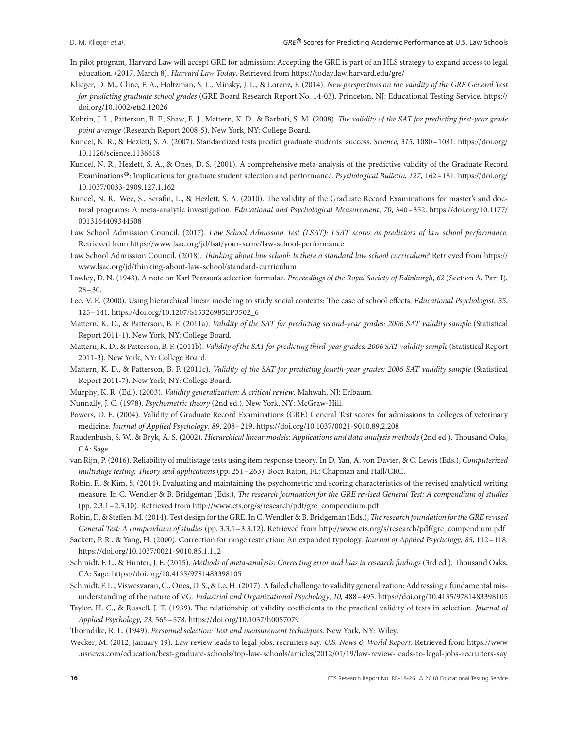In pilot program, Harvard Law will accept GRE for admission: Accepting the GRE is part of an HLS strategy to expand access to legal education. (2017, March 8). *Harvard Law Today*. Retrieved from https://today.law.harvard.edu/gre/

Klieger, D. M., Cline, F. A., Holtzman, S. L., Minsky, J. L., & Lorenz, F. (2014). *New perspectives on the validity of the GRE General Test for predicting graduate school grades* (GRE Board Research Report No. 14-03). Princeton, NJ: Educational Testing Service. https://doi.org/10.1002/ets2.12026

Kobrin, J. L., Patterson, B. F., Shaw, E. J., Mattern, K. D., & Barbuti, S. M. (2008). *The validity of the SAT for predicting first-year grade point average* (Research Report 2008-5). New York, NY: College Board.

Kuncel, N. R., & Hezlett, S. A. (2007). Standardized tests predict graduate students' success. *Science, 315*, 1080–1081. https://doi.org/10.1126/science.1136618

Kuncel, N. R., Hezlett, S. A., & Ones, D. S. (2001). A comprehensive meta-analysis of the predictive validity of the Graduate Record Examinations®: Implications for graduate student selection and performance. *Psychological Bulletin, 127*, 162–181. https://doi.org/10.1037/0033-2909.127.1.162

Kuncel, N. R., Wee, S., Serafin, L., & Hezlett, S. A. (2010). The validity of the Graduate Record Examinations for master's and doctoral programs: A meta-analytic investigation. *Educational and Psychological Measurement, 70*, 340–352. https://doi.org/10.1177/0013164409344508

Law School Admission Council. (2017). *Law School Admission Test (LSAT): LSAT scores as predictors of law school performance*. Retrieved from https://www.lsac.org/jd/lsat/your-score/law-school-performance

Law School Admission Council. (2018). *Thinking about law school: Is there a standard law school curriculum?* Retrieved from https://www.lsac.org/jd/thinking-about-law-school/standard-curriculum

Lawley, D. N. (1943). A note on Karl Pearson's selection formulae. *Proceedings of the Royal Society of Edinburgh, 62* (Section A, Part I), 28–30.

Lee, V. E. (2000). Using hierarchical linear modeling to study social contexts: The case of school effects. *Educational Psychologist, 35*, 125–141. https://doi.org/10.1207/S15326985EP3502_6

Mattern, K. D., & Patterson, B. F. (2011a). *Validity of the SAT for predicting second-year grades: 2006 SAT validity sample* (Statistical Report 2011-1). New York, NY: College Board.

Mattern, K. D., & Patterson, B. F. (2011b). *Validity of the SAT for predicting third-year grades: 2006 SAT validity sample* (Statistical Report 2011-3). New York, NY: College Board.

Mattern, K. D., & Patterson, B. F. (2011c). *Validity of the SAT for predicting fourth-year grades: 2006 SAT validity sample* (Statistical Report 2011-7). New York, NY: College Board.

Murphy, K. R. (Ed.). (2003). *Validity generalization: A critical review*. Mahwah, NJ: Erlbaum.

Nunnally, J. C. (1978). *Psychometric theory* (2nd ed.). New York, NY: McGraw-Hill.

Powers, D. E. (2004). Validity of Graduate Record Examinations (GRE) General Test scores for admissions to colleges of veterinary medicine. *Journal of Applied Psychology, 89*, 208–219. https://doi.org/10.1037/0021-9010.89.2.208

Raudenbush, S. W., & Bryk, A. S. (2002). *Hierarchical linear models: Applications and data analysis methods* (2nd ed.). Thousand Oaks, CA: Sage.

van Rijn, P. (2016). Reliability of multistage tests using item response theory. In D. Yan, A. von Davier, & C. Lewis (Eds.), *Computerized multistage testing: Theory and applications* (pp. 251–263). Boca Raton, FL: Chapman and Hall/CRC.

Robin, F., & Kim, S. (2014). Evaluating and maintaining the psychometric and scoring characteristics of the revised analytical writing measure. In C. Wendler & B. Bridgeman (Eds.), *The research foundation for the GRE revised General Test: A compendium of studies* (pp. 2.3.1–2.3.10). Retrieved from http://www.ets.org/s/research/pdf/gre_compendium.pdf

Robin, F., & Steffen, M. (2014). Test design for the GRE. In C. Wendler & B. Bridgeman (Eds.), *The research foundation for the GRE revised General Test: A compendium of studies* (pp. 3.3.1–3.3.12). Retrieved from http://www.ets.org/s/research/pdf/gre_compendium.pdf

Sackett, P. R., & Yang, H. (2000). Correction for range restriction: An expanded typology. *Journal of Applied Psychology, 85*, 112–118. https://doi.org/10.1037/0021-9010.85.1.112

Schmidt, F. L., & Hunter, J. E. (2015). *Methods of meta-analysis: Correcting error and bias in research findings* (3rd ed.). Thousand Oaks, CA: Sage. https://doi.org/10.4135/9781483398105

Schmidt, F. L., Viswesvaran, C., Ones, D. S., & Le, H. (2017). A failed challenge to validity generalization: Addressing a fundamental misunderstanding of the nature of VG. *Industrial and Organizational Psychology, 10,* 488–495. https://doi.org/10.4135/9781483398105

Taylor, H. C., & Russell, J. T. (1939). The relationship of validity coefficients to the practical validity of tests in selection. *Journal of Applied Psychology, 23,* 565–578. https://doi.org/10.1037/h0057079

Thorndike, R. L. (1949). *Personnel selection: Test and measurement techniques*. New York, NY: Wiley.

Wecker, M. (2012, January 19). Law review leads to legal jobs, recruiters say. *U.S. News & World Report*. Retrieved from https://www.usnews.com/education/best-graduate-schools/top-law-schools/articles/2012/01/19/law-review-leads-to-legal-jobs-recruiters-say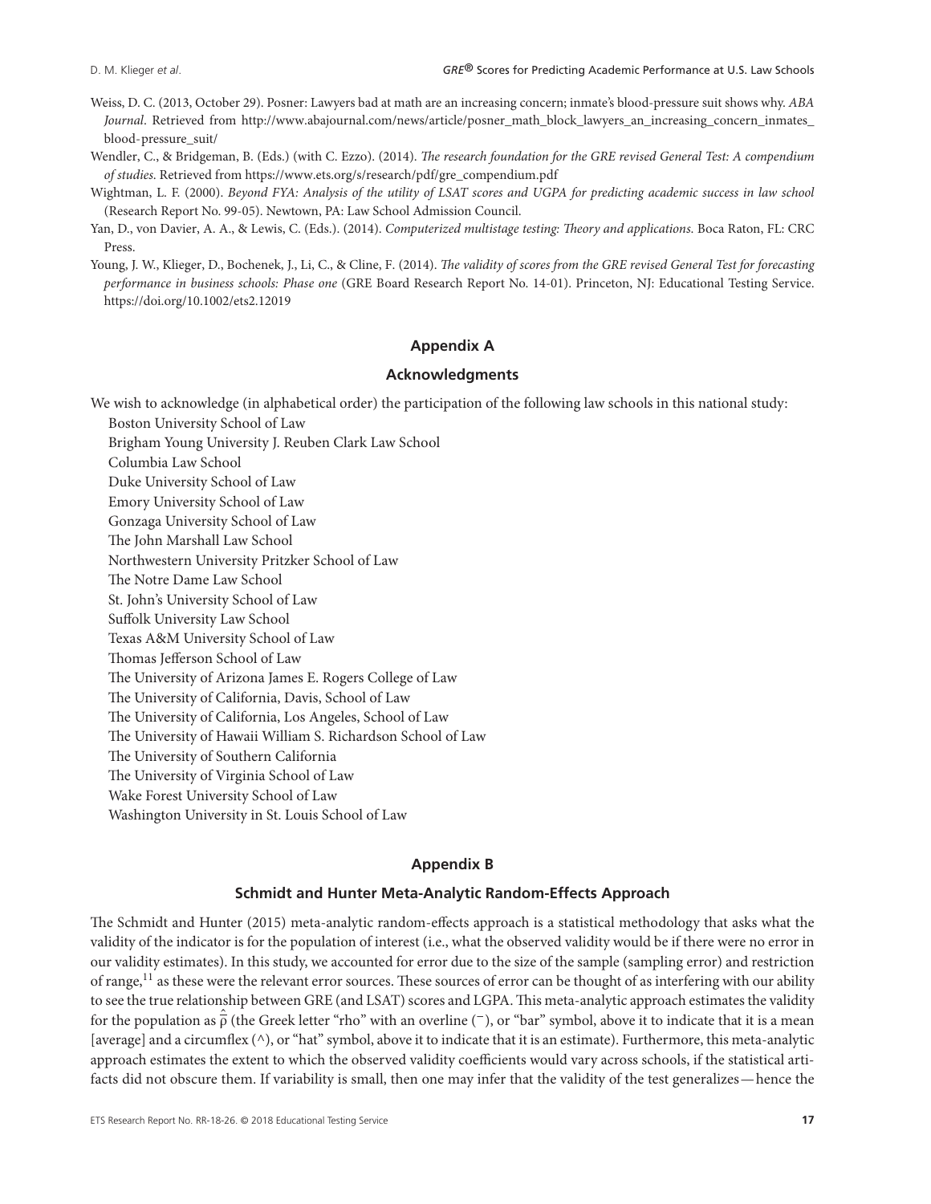Weiss, D. C. (2013, October 29). Posner: Lawyers bad at math are an increasing concern; inmate's blood-pressure suit shows why. *ABA Journal*. Retrieved from http://www.abajournal.com/news/article/posner_math_block_lawyers_an_increasing_concern_inmates_blood-pressure_suit/

Wendler, C., & Bridgeman, B. (Eds.) (with C. Ezzo). (2014). *The research foundation for the GRE revised General Test: A compendium of studies*. Retrieved from https://www.ets.org/s/research/pdf/gre_compendium.pdf

Wightman, L. F. (2000). *Beyond FYA: Analysis of the utility of LSAT scores and UGPA for predicting academic success in law school* (Research Report No. 99-05). Newtown, PA: Law School Admission Council.

Yan, D., von Davier, A. A., & Lewis, C. (Eds.). (2014). *Computerized multistage testing: Theory and applications*. Boca Raton, FL: CRC Press.

Young, J. W., Klieger, D., Bochenek, J., Li, C., & Cline, F. (2014). *The validity of scores from the GRE revised General Test for forecasting performance in business schools: Phase one* (GRE Board Research Report No. 14-01). Princeton, NJ: Educational Testing Service. https://doi.org/10.1002/ets2.12019

## Appendix A

### Acknowledgments

We wish to acknowledge (in alphabetical order) the participation of the following law schools in this national study:

Boston University School of Law
Brigham Young University J. Reuben Clark Law School
Columbia Law School
Duke University School of Law
Emory University School of Law
Gonzaga University School of Law
The John Marshall Law School
Northwestern University Pritzker School of Law
The Notre Dame Law School
St. John's University School of Law
Suffolk University Law School
Texas A&M University School of Law
Thomas Jefferson School of Law
The University of Arizona James E. Rogers College of Law
The University of California, Davis, School of Law
The University of California, Los Angeles, School of Law
The University of Hawaii William S. Richardson School of Law
The University of Southern California
The University of Virginia School of Law
Wake Forest University School of Law
Washington University in St. Louis School of Law

## Appendix B

### Schmidt and Hunter Meta-Analytic Random-Effects Approach

The Schmidt and Hunter (2015) meta-analytic random-effects approach is a statistical methodology that asks what the validity of the indicator is for the population of interest (i.e., what the observed validity would be if there were no error in our validity estimates). In this study, we accounted for error due to the size of the sample (sampling error) and restriction of range,[11] as these were the relevant error sources. These sources of error can be thought of as interfering with our ability to see the true relationship between GRE (and LSAT) scores and LGPA. This meta-analytic approach estimates the validity for the population as $\hat{\bar{\rho}}$ (the Greek letter "rho" with an overline (¯), or "bar" symbol, above it to indicate that it is a mean [average] and a circumflex (^), or "hat" symbol, above it to indicate that it is an estimate). Furthermore, this meta-analytic approach estimates the extent to which the observed validity coefficients would vary across schools, if the statistical artifacts did not obscure them. If variability is small, then one may infer that the validity of the test generalizes—hence the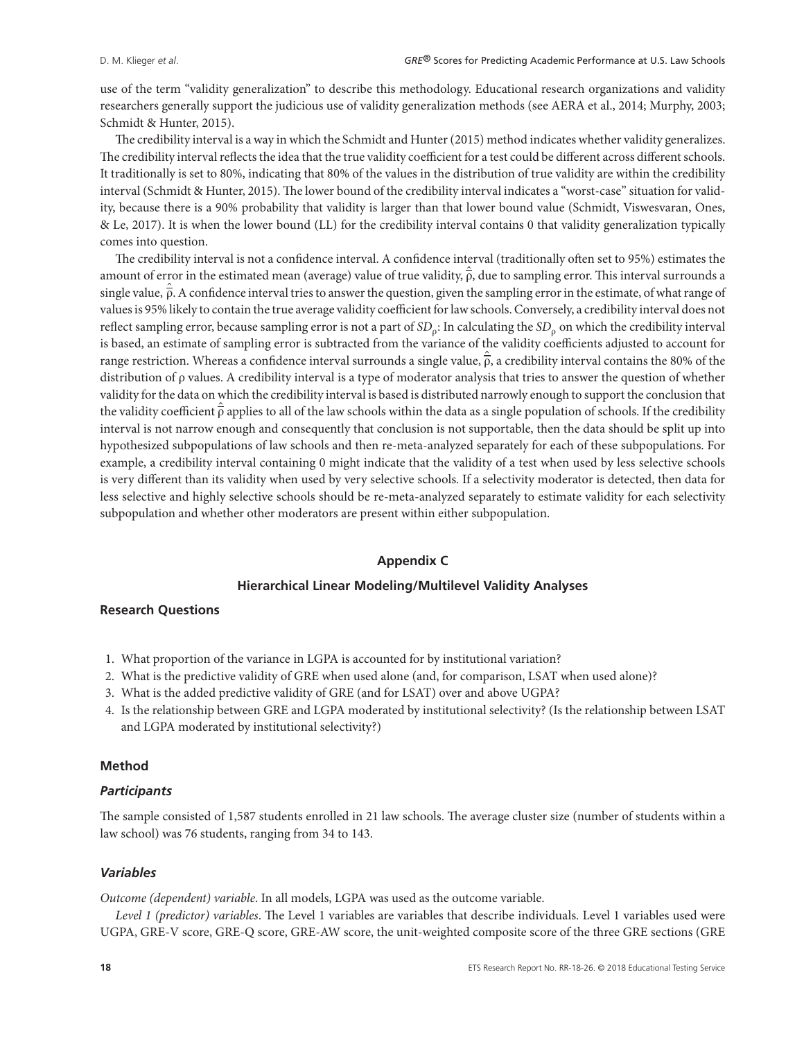use of the term "validity generalization" to describe this methodology. Educational research organizations and validity researchers generally support the judicious use of validity generalization methods (see AERA et al., 2014; Murphy, 2003; Schmidt & Hunter, 2015).

The credibility interval is a way in which the Schmidt and Hunter (2015) method indicates whether validity generalizes. The credibility interval reflects the idea that the true validity coefficient for a test could be different across different schools. It traditionally is set to 80%, indicating that 80% of the values in the distribution of true validity are within the credibility interval (Schmidt & Hunter, 2015). The lower bound of the credibility interval indicates a "worst-case" situation for validity, because there is a 90% probability that validity is larger than that lower bound value (Schmidt, Viswesvaran, Ones, & Le, 2017). It is when the lower bound (LL) for the credibility interval contains 0 that validity generalization typically comes into question.

The credibility interval is not a confidence interval. A confidence interval (traditionally often set to 95%) estimates the amount of error in the estimated mean (average) value of true validity, $\hat{\bar{\rho}}$, due to sampling error. This interval surrounds a single value, $\hat{\bar{\rho}}$. A confidence interval tries to answer the question, given the sampling error in the estimate, of what range of values is 95% likely to contain the true average validity coefficient for law schools. Conversely, a credibility interval does not reflect sampling error, because sampling error is not a part of $SD_{\rho}$: In calculating the $SD_{\rho}$ on which the credibility interval is based, an estimate of sampling error is subtracted from the variance of the validity coefficients adjusted to account for range restriction. Whereas a confidence interval surrounds a single value, $\hat{\bar{\rho}}$, a credibility interval contains the 80% of the distribution of $\rho$ values. A credibility interval is a type of moderator analysis that tries to answer the question of whether validity for the data on which the credibility interval is based is distributed narrowly enough to support the conclusion that the validity coefficient $\hat{\bar{\rho}}$ applies to all of the law schools within the data as a single population of schools. If the credibility interval is not narrow enough and consequently that conclusion is not supportable, then the data should be split up into hypothesized subpopulations of law schools and then re-meta-analyzed separately for each of these subpopulations. For example, a credibility interval containing 0 might indicate that the validity of a test when used by less selective schools is very different than its validity when used by very selective schools. If a selectivity moderator is detected, then data for less selective and highly selective schools should be re-meta-analyzed separately to estimate validity for each selectivity subpopulation and whether other moderators are present within either subpopulation.

## Appendix C

## Hierarchical Linear Modeling/Multilevel Validity Analyses

### Research Questions

1. What proportion of the variance in LGPA is accounted for by institutional variation?
2. What is the predictive validity of GRE when used alone (and, for comparison, LSAT when used alone)?
3. What is the added predictive validity of GRE (and for LSAT) over and above UGPA?
4. Is the relationship between GRE and LGPA moderated by institutional selectivity? (Is the relationship between LSAT and LGPA moderated by institutional selectivity?)

### Method

#### *Participants*

The sample consisted of 1,587 students enrolled in 21 law schools. The average cluster size (number of students within a law school) was 76 students, ranging from 34 to 143.

#### *Variables*

*Outcome (dependent) variable*. In all models, LGPA was used as the outcome variable.

*Level 1 (predictor) variables*. The Level 1 variables are variables that describe individuals. Level 1 variables used were UGPA, GRE-V score, GRE-Q score, GRE-AW score, the unit-weighted composite score of the three GRE sections (GRE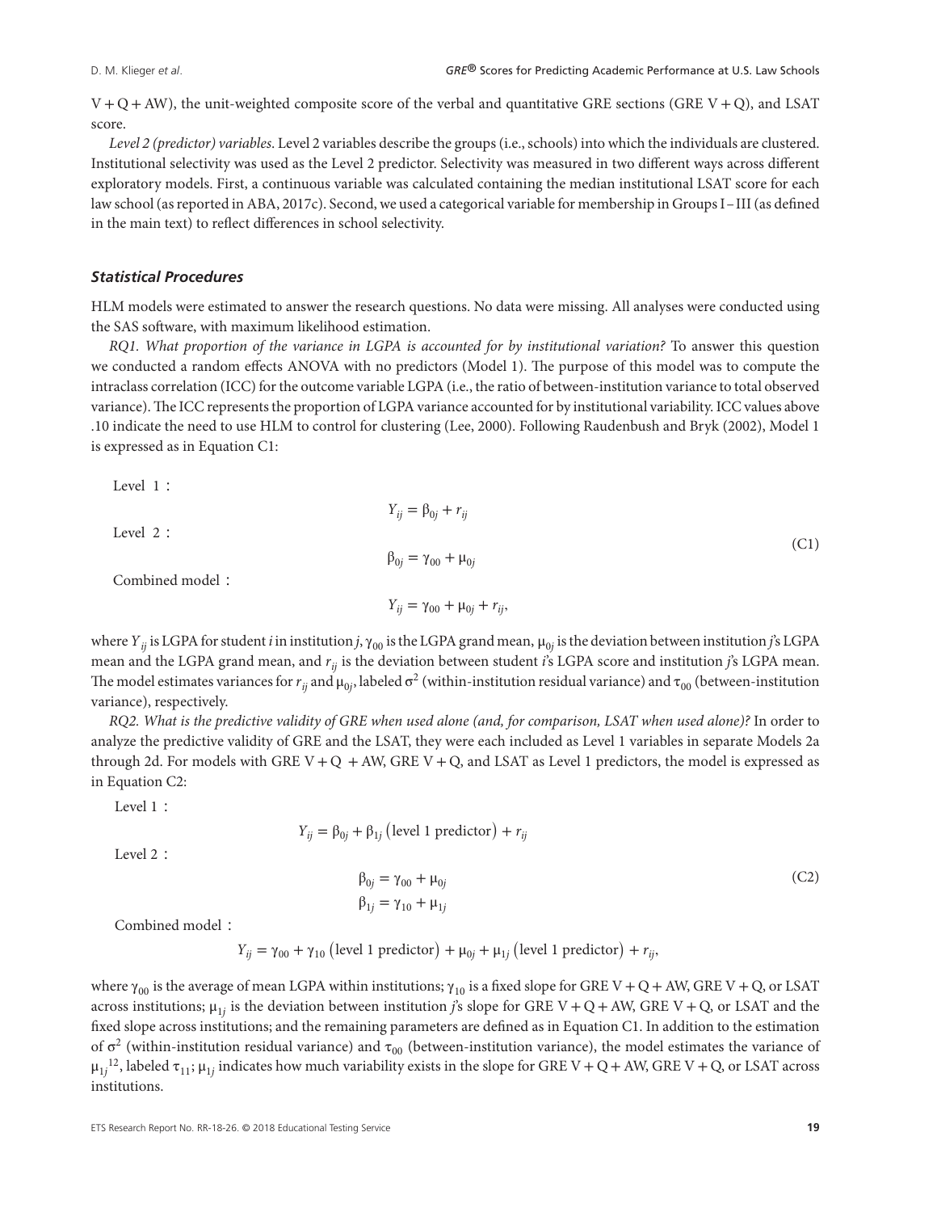V + Q + AW), the unit-weighted composite score of the verbal and quantitative GRE sections (GRE V + Q), and LSAT score.

*Level 2 (predictor) variables*. Level 2 variables describe the groups (i.e., schools) into which the individuals are clustered. Institutional selectivity was used as the Level 2 predictor. Selectivity was measured in two different ways across different exploratory models. First, a continuous variable was calculated containing the median institutional LSAT score for each law school (as reported in ABA, 2017c). Second, we used a categorical variable for membership in Groups I–III (as defined in the main text) to reflect differences in school selectivity.

### *Statistical Procedures*

HLM models were estimated to answer the research questions. No data were missing. All analyses were conducted using the SAS software, with maximum likelihood estimation.

*RQ1. What proportion of the variance in LGPA is accounted for by institutional variation?* To answer this question we conducted a random effects ANOVA with no predictors (Model 1). The purpose of this model was to compute the intraclass correlation (ICC) for the outcome variable LGPA (i.e., the ratio of between-institution variance to total observed variance). The ICC represents the proportion of LGPA variance accounted for by institutional variability. ICC values above .10 indicate the need to use HLM to control for clustering (Lee, 2000). Following Raudenbush and Bryk (2002), Model 1 is expressed as in Equation C1:

$$
\begin{aligned}
&\text{Level 1:} && Y_{ij} = \beta_{0j} + r_{ij} \\
&\text{Level 2:} && \beta_{0j} = \gamma_{00} + \mu_{0j} \\
&\text{Combined model:} && Y_{ij} = \gamma_{00} + \mu_{0j} + r_{ij},
\end{aligned}
\tag{C1}
$$

where $Y_{ij}$ is LGPA for student $i$ in institution $j$, $\gamma_{00}$ is the LGPA grand mean, $\mu_{0j}$ is the deviation between institution $j$'s LGPA mean and the LGPA grand mean, and $r_{ij}$ is the deviation between student $i$'s LGPA score and institution $j$'s LGPA mean. The model estimates variances for $r_{ij}$ and $\mu_{0j}$, labeled $\sigma^2$ (within-institution residual variance) and $\tau_{00}$ (between-institution variance), respectively.

*RQ2. What is the predictive validity of GRE when used alone (and, for comparison, LSAT when used alone)?* In order to analyze the predictive validity of GRE and the LSAT, they were each included as Level 1 variables in separate Models 2a through 2d. For models with GRE V + Q + AW, GRE V + Q, and LSAT as Level 1 predictors, the model is expressed as in Equation C2:

$$
\begin{aligned}
&\text{Level 1:} && Y_{ij} = \beta_{0j} + \beta_{1j}\left(\text{level 1 predictor}\right) + r_{ij} \\
&\text{Level 2:} && \beta_{0j} = \gamma_{00} + \mu_{0j} \\
& && \beta_{1j} = \gamma_{10} + \mu_{1j} \\
&\text{Combined model:} && Y_{ij} = \gamma_{00} + \gamma_{10}\left(\text{level 1 predictor}\right) + \mu_{0j} + \mu_{1j}\left(\text{level 1 predictor}\right) + r_{ij},
\end{aligned}
\tag{C2}
$$

where $\gamma_{00}$ is the average of mean LGPA within institutions; $\gamma_{10}$ is a fixed slope for GRE V + Q + AW, GRE V + Q, or LSAT across institutions; $\mu_{1j}$ is the deviation between institution $j$'s slope for GRE V + Q + AW, GRE V + Q, or LSAT and the fixed slope across institutions; and the remaining parameters are defined as in Equation C1. In addition to the estimation of $\sigma^2$ (within-institution residual variance) and $\tau_{00}$ (between-institution variance), the model estimates the variance of $\mu_{1j}$[12], labeled $\tau_{11}$; $\mu_{1j}$ indicates how much variability exists in the slope for GRE V + Q + AW, GRE V + Q, or LSAT across institutions.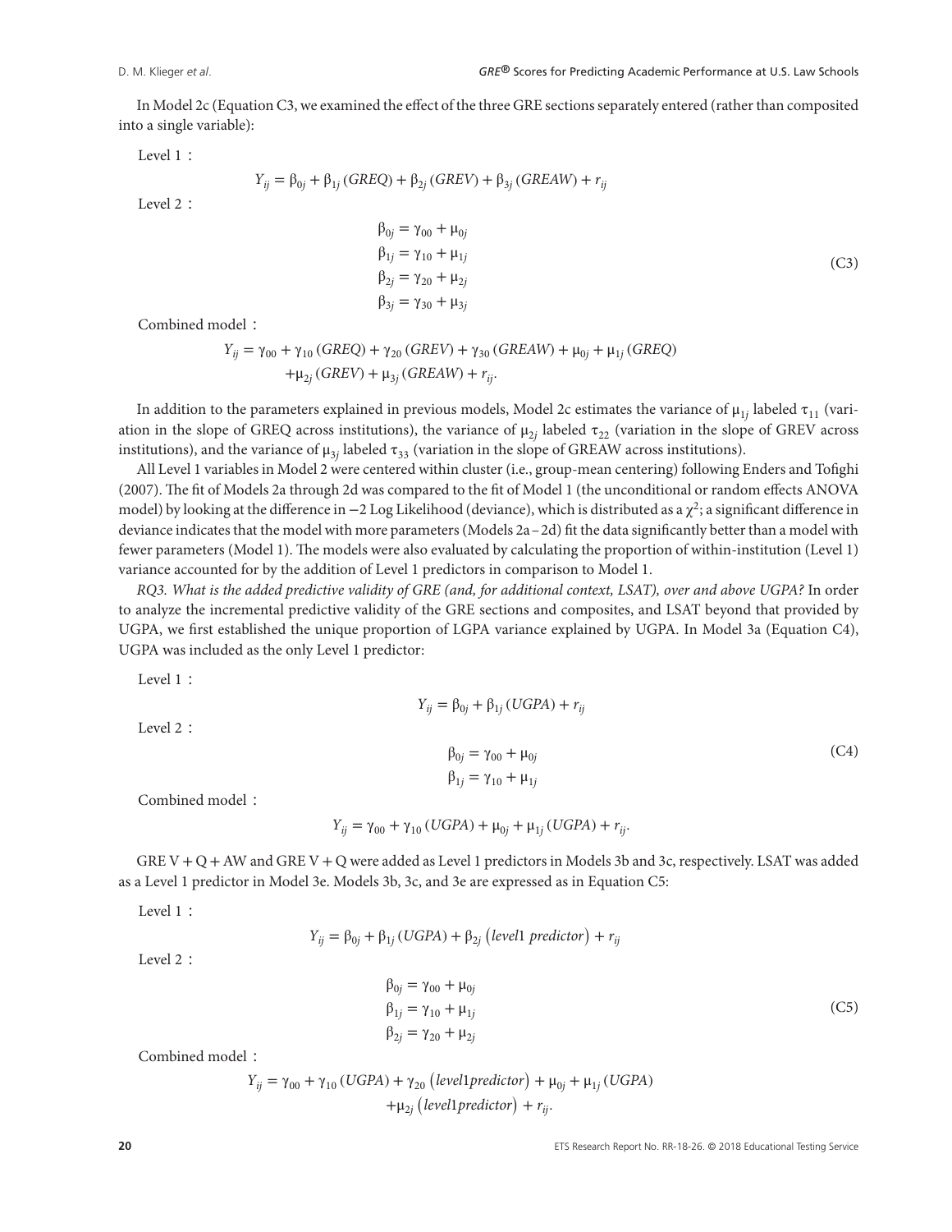In Model 2c (Equation C3, we examined the effect of the three GRE sections separately entered (rather than composited into a single variable):

Level 1：

$$Y_{ij} = \beta_{0j} + \beta_{1j}(GREQ) + \beta_{2j}(GREV) + \beta_{3j}(GREAW) + r_{ij}$$

Level 2：

$$\begin{aligned} \beta_{0j} &= \gamma_{00} + \mu_{0j} \\ \beta_{1j} &= \gamma_{10} + \mu_{1j} \\ \beta_{2j} &= \gamma_{20} + \mu_{2j} \\ \beta_{3j} &= \gamma_{30} + \mu_{3j} \end{aligned} \tag{C3}$$

Combined model：

$$\begin{aligned} Y_{ij} = \gamma_{00} + \gamma_{10}(GREQ) + \gamma_{20}(GREV) + \gamma_{30}(GREAW) + \mu_{0j} + \mu_{1j}(GREQ) \\ + \mu_{2j}(GREV) + \mu_{3j}(GREAW) + r_{ij}. \end{aligned}$$

In addition to the parameters explained in previous models, Model 2c estimates the variance of $\mu_{1j}$ labeled $\tau_{11}$ (variation in the slope of GREQ across institutions), the variance of $\mu_{2j}$ labeled $\tau_{22}$ (variation in the slope of GREV across institutions), and the variance of $\mu_{3j}$ labeled $\tau_{33}$ (variation in the slope of GREAW across institutions).

All Level 1 variables in Model 2 were centered within cluster (i.e., group-mean centering) following Enders and Tofighi (2007). The fit of Models 2a through 2d was compared to the fit of Model 1 (the unconditional or random effects ANOVA model) by looking at the difference in −2 Log Likelihood (deviance), which is distributed as a $\chi^2$; a significant difference in deviance indicates that the model with more parameters (Models 2a–2d) fit the data significantly better than a model with fewer parameters (Model 1). The models were also evaluated by calculating the proportion of within-institution (Level 1) variance accounted for by the addition of Level 1 predictors in comparison to Model 1.

*RQ3. What is the added predictive validity of GRE (and, for additional context, LSAT), over and above UGPA?* In order to analyze the incremental predictive validity of the GRE sections and composites, and LSAT beyond that provided by UGPA, we first established the unique proportion of LGPA variance explained by UGPA. In Model 3a (Equation C4), UGPA was included as the only Level 1 predictor:

Level 1：

$$Y_{ij} = \beta_{0j} + \beta_{1j}(UGPA) + r_{ij}$$

Level 2：

$$\begin{aligned} \beta_{0j} &= \gamma_{00} + \mu_{0j} \\ \beta_{1j} &= \gamma_{10} + \mu_{1j} \end{aligned} \tag{C4}$$

Combined model：

$$Y_{ij} = \gamma_{00} + \gamma_{10}(UGPA) + \mu_{0j} + \mu_{1j}(UGPA) + r_{ij}.$$

GRE V + Q + AW and GRE V + Q were added as Level 1 predictors in Models 3b and 3c, respectively. LSAT was added as a Level 1 predictor in Model 3e. Models 3b, 3c, and 3e are expressed as in Equation C5:

Level 1：

$$Y_{ij} = \beta_{0j} + \beta_{1j}(UGPA) + \beta_{2j}(level1\ predictor) + r_{ij}$$

Level 2：

$$\begin{aligned} \beta_{0j} &= \gamma_{00} + \mu_{0j} \\ \beta_{1j} &= \gamma_{10} + \mu_{1j} \\ \beta_{2j} &= \gamma_{20} + \mu_{2j} \end{aligned} \tag{C5}$$

Combined model：

$$\begin{aligned} Y_{ij} = \gamma_{00} + \gamma_{10}(UGPA) + \gamma_{20}(level1predictor) + \mu_{0j} + \mu_{1j}(UGPA) \\ + \mu_{2j}(level1predictor) + r_{ij}. \end{aligned}$$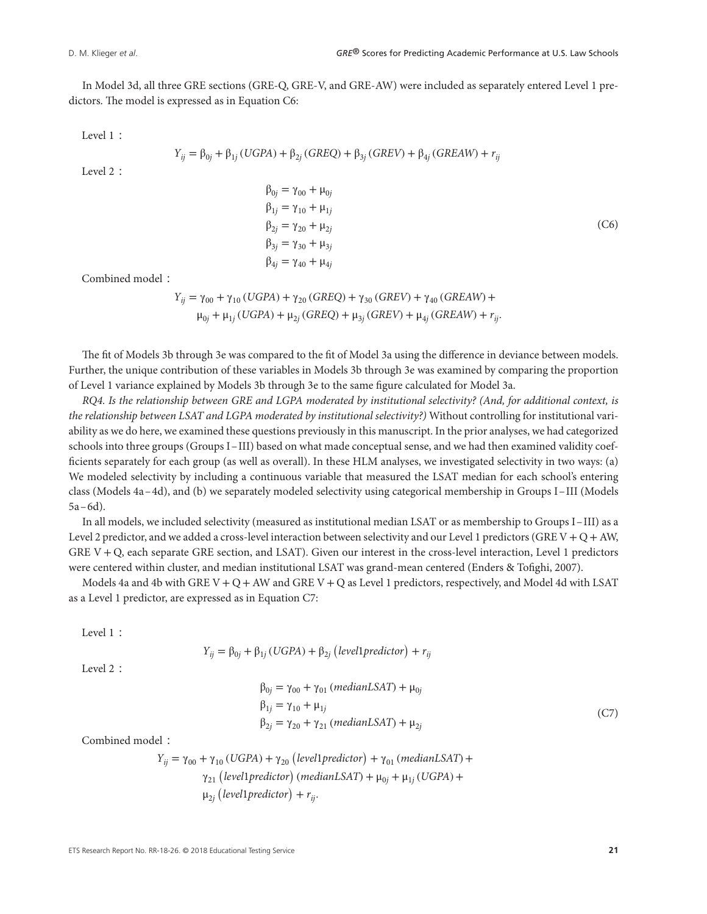In Model 3d, all three GRE sections (GRE-Q, GRE-V, and GRE-AW) were included as separately entered Level 1 predictors. The model is expressed as in Equation C6:

Level 1：

$$Y_{ij} = \beta_{0j} + \beta_{1j}(UGPA) + \beta_{2j}(GREQ) + \beta_{3j}(GREV) + \beta_{4j}(GREAW) + r_{ij}$$

Level 2：

$$\begin{aligned}
\beta_{0j} &= \gamma_{00} + \mu_{0j} \\
\beta_{1j} &= \gamma_{10} + \mu_{1j} \\
\beta_{2j} &= \gamma_{20} + \mu_{2j} \\
\beta_{3j} &= \gamma_{30} + \mu_{3j} \\
\beta_{4j} &= \gamma_{40} + \mu_{4j}
\end{aligned} \tag{C6}$$

Combined model：

$$\begin{aligned}
Y_{ij} = {} & \gamma_{00} + \gamma_{10}(UGPA) + \gamma_{20}(GREQ) + \gamma_{30}(GREV) + \gamma_{40}(GREAW) + \\
& \mu_{0j} + \mu_{1j}(UGPA) + \mu_{2j}(GREQ) + \mu_{3j}(GREV) + \mu_{4j}(GREAW) + r_{ij}.
\end{aligned}$$

The fit of Models 3b through 3e was compared to the fit of Model 3a using the difference in deviance between models. Further, the unique contribution of these variables in Models 3b through 3e was examined by comparing the proportion of Level 1 variance explained by Models 3b through 3e to the same figure calculated for Model 3a.

*RQ4. Is the relationship between GRE and LGPA moderated by institutional selectivity? (And, for additional context, is the relationship between LSAT and LGPA moderated by institutional selectivity?)* Without controlling for institutional variability as we do here, we examined these questions previously in this manuscript. In the prior analyses, we had categorized schools into three groups (Groups I–III) based on what made conceptual sense, and we had then examined validity coefficients separately for each group (as well as overall). In these HLM analyses, we investigated selectivity in two ways: (a) We modeled selectivity by including a continuous variable that measured the LSAT median for each school's entering class (Models 4a–4d), and (b) we separately modeled selectivity using categorical membership in Groups I–III (Models 5a–6d).

In all models, we included selectivity (measured as institutional median LSAT or as membership to Groups I–III) as a Level 2 predictor, and we added a cross-level interaction between selectivity and our Level 1 predictors (GRE V + Q + AW, GRE V + Q, each separate GRE section, and LSAT). Given our interest in the cross-level interaction, Level 1 predictors were centered within cluster, and median institutional LSAT was grand-mean centered (Enders & Tofighi, 2007).

Models 4a and 4b with GRE V + Q + AW and GRE V + Q as Level 1 predictors, respectively, and Model 4d with LSAT as a Level 1 predictor, are expressed as in Equation C7:

Level 1：

$$Y_{ij} = \beta_{0j} + \beta_{1j}(UGPA) + \beta_{2j}(level1predictor) + r_{ij}$$

Level 2：

$$\begin{aligned}
\beta_{0j} &= \gamma_{00} + \gamma_{01}(medianLSAT) + \mu_{0j} \\
\beta_{1j} &= \gamma_{10} + \mu_{1j} \\
\beta_{2j} &= \gamma_{20} + \gamma_{21}(medianLSAT) + \mu_{2j}
\end{aligned} \tag{C7}$$

Combined model：

$$\begin{aligned}
Y_{ij} = {} & \gamma_{00} + \gamma_{10}(UGPA) + \gamma_{20}(level1predictor) + \gamma_{01}(medianLSAT) + \\
& \gamma_{21}(level1predictor)(medianLSAT) + \mu_{0j} + \mu_{1j}(UGPA) + \\
& \mu_{2j}(level1predictor) + r_{ij}.
\end{aligned}$$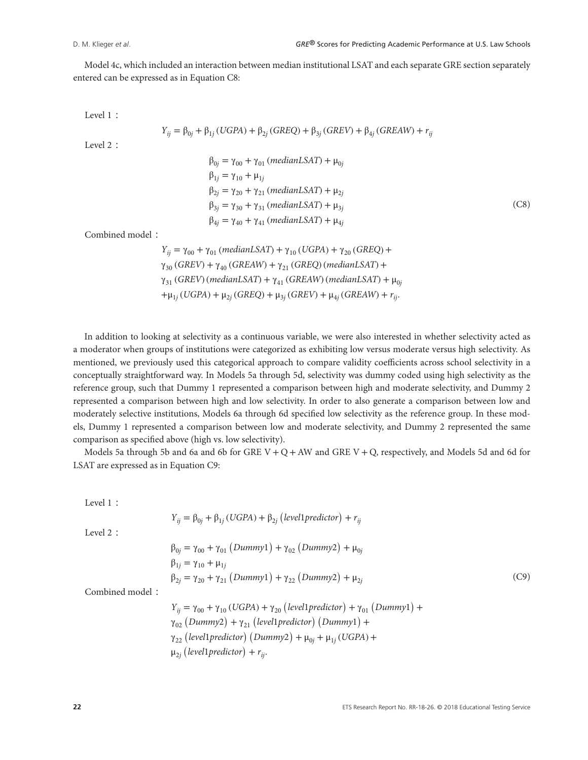Model 4c, which included an interaction between median institutional LSAT and each separate GRE section separately entered can be expressed as in Equation C8:

Level 1：

$$Y_{ij} = \beta_{0j} + \beta_{1j}(UGPA) + \beta_{2j}(GREQ) + \beta_{3j}(GREV) + \beta_{4j}(GREAW) + r_{ij}$$

Level 2：

$$\begin{aligned}
\beta_{0j} &= \gamma_{00} + \gamma_{01}(medianLSAT) + \mu_{0j} \\
\beta_{1j} &= \gamma_{10} + \mu_{1j} \\
\beta_{2j} &= \gamma_{20} + \gamma_{21}(medianLSAT) + \mu_{2j} \\
\beta_{3j} &= \gamma_{30} + \gamma_{31}(medianLSAT) + \mu_{3j} \\
\beta_{4j} &= \gamma_{40} + \gamma_{41}(medianLSAT) + \mu_{4j}
\end{aligned} \tag{C8}$$

Combined model：

$$\begin{aligned}
Y_{ij} = {} & \gamma_{00} + \gamma_{01}(medianLSAT) + \gamma_{10}(UGPA) + \gamma_{20}(GREQ) + \\
& \gamma_{30}(GREV) + \gamma_{40}(GREAW) + \gamma_{21}(GREQ)(medianLSAT) + \\
& \gamma_{31}(GREV)(medianLSAT) + \gamma_{41}(GREAW)(medianLSAT) + \mu_{0j} \\
& + \mu_{1j}(UGPA) + \mu_{2j}(GREQ) + \mu_{3j}(GREV) + \mu_{4j}(GREAW) + r_{ij}.
\end{aligned}$$

In addition to looking at selectivity as a continuous variable, we were also interested in whether selectivity acted as a moderator when groups of institutions were categorized as exhibiting low versus moderate versus high selectivity. As mentioned, we previously used this categorical approach to compare validity coefficients across school selectivity in a conceptually straightforward way. In Models 5a through 5d, selectivity was dummy coded using high selectivity as the reference group, such that Dummy 1 represented a comparison between high and moderate selectivity, and Dummy 2 represented a comparison between high and low selectivity. In order to also generate a comparison between low and moderately selective institutions, Models 6a through 6d specified low selectivity as the reference group. In these models, Dummy 1 represented a comparison between low and moderate selectivity, and Dummy 2 represented the same comparison as specified above (high vs. low selectivity).

Models 5a through 5b and 6a and 6b for GRE V + Q + AW and GRE V + Q, respectively, and Models 5d and 6d for LSAT are expressed as in Equation C9:

Level 1：

$$Y_{ij} = \beta_{0j} + \beta_{1j}(UGPA) + \beta_{2j}(level1predictor) + r_{ij}$$

Level 2：

$$\begin{aligned}
\beta_{0j} &= \gamma_{00} + \gamma_{01}(Dummy1) + \gamma_{02}(Dummy2) + \mu_{0j} \\
\beta_{1j} &= \gamma_{10} + \mu_{1j} \\
\beta_{2j} &= \gamma_{20} + \gamma_{21}(Dummy1) + \gamma_{22}(Dummy2) + \mu_{2j}
\end{aligned} \tag{C9}$$

Combined model：

$$\begin{aligned}
Y_{ij} = {} & \gamma_{00} + \gamma_{10}(UGPA) + \gamma_{20}(level1predictor) + \gamma_{01}(Dummy1) + \\
& \gamma_{02}(Dummy2) + \gamma_{21}(level1predictor)(Dummy1) + \\
& \gamma_{22}(level1predictor)(Dummy2) + \mu_{0j} + \mu_{1j}(UGPA) + \\
& \mu_{2j}(level1predictor) + r_{ij}.
\end{aligned}$$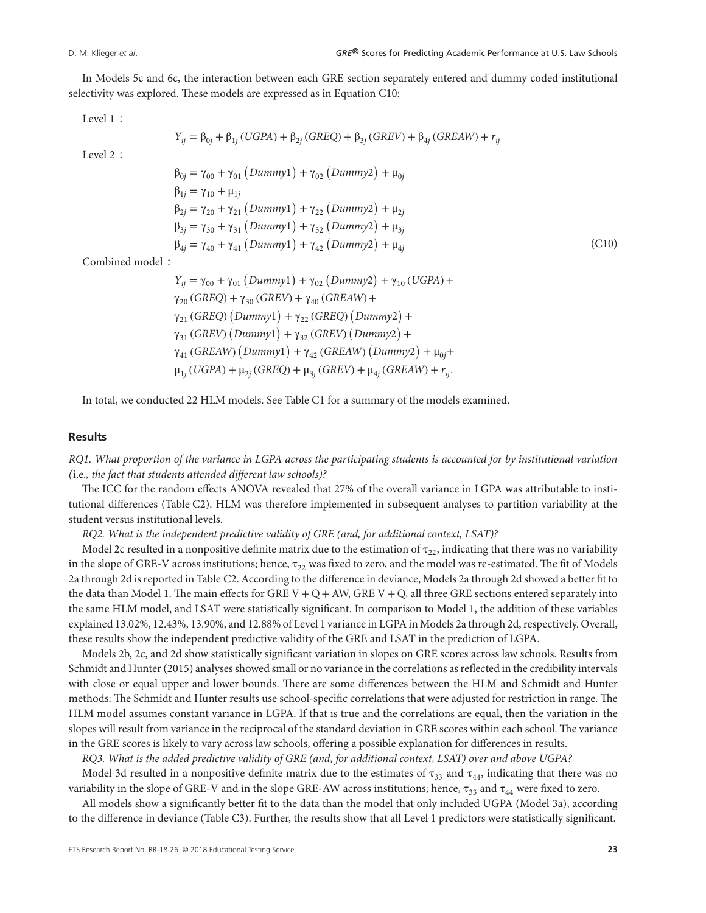In Models 5c and 6c, the interaction between each GRE section separately entered and dummy coded institutional selectivity was explored. These models are expressed as in Equation C10:

Level 1 :

$$Y_{ij} = \beta_{0j} + \beta_{1j}(UGPA) + \beta_{2j}(GREQ) + \beta_{3j}(GREV) + \beta_{4j}(GREAW) + r_{ij}$$

Level 2 :

$$\begin{aligned}
\beta_{0j} &= \gamma_{00} + \gamma_{01}(Dummy1) + \gamma_{02}(Dummy2) + \mu_{0j} \\
\beta_{1j} &= \gamma_{10} + \mu_{1j} \\
\beta_{2j} &= \gamma_{20} + \gamma_{21}(Dummy1) + \gamma_{22}(Dummy2) + \mu_{2j} \\
\beta_{3j} &= \gamma_{30} + \gamma_{31}(Dummy1) + \gamma_{32}(Dummy2) + \mu_{3j} \\
\beta_{4j} &= \gamma_{40} + \gamma_{41}(Dummy1) + \gamma_{42}(Dummy2) + \mu_{4j}
\end{aligned} \tag{C10}$$

Combined model :

$$\begin{aligned}
Y_{ij} = {} & \gamma_{00} + \gamma_{01}(Dummy1) + \gamma_{02}(Dummy2) + \gamma_{10}(UGPA) + \\
& \gamma_{20}(GREQ) + \gamma_{30}(GREV) + \gamma_{40}(GREAW) + \\
& \gamma_{21}(GREQ)(Dummy1) + \gamma_{22}(GREQ)(Dummy2) + \\
& \gamma_{31}(GREV)(Dummy1) + \gamma_{32}(GREV)(Dummy2) + \\
& \gamma_{41}(GREAW)(Dummy1) + \gamma_{42}(GREAW)(Dummy2) + \mu_{0j} + \\
& \mu_{1j}(UGPA) + \mu_{2j}(GREQ) + \mu_{3j}(GREV) + \mu_{4j}(GREAW) + r_{ij}.
\end{aligned}$$

In total, we conducted 22 HLM models. See Table C1 for a summary of the models examined.

## Results

*RQ1. What proportion of the variance in LGPA across the participating students is accounted for by institutional variation (i.e., the fact that students attended different law schools)?*

The ICC for the random effects ANOVA revealed that 27% of the overall variance in LGPA was attributable to institutional differences (Table C2). HLM was therefore implemented in subsequent analyses to partition variability at the student versus institutional levels.

*RQ2. What is the independent predictive validity of GRE (and, for additional context, LSAT)?*

Model 2c resulted in a nonpositive definite matrix due to the estimation of $\tau_{22}$, indicating that there was no variability in the slope of GRE-V across institutions; hence, $\tau_{22}$ was fixed to zero, and the model was re-estimated. The fit of Models 2a through 2d is reported in Table C2. According to the difference in deviance, Models 2a through 2d showed a better fit to the data than Model 1. The main effects for GRE V + Q + AW, GRE V + Q, all three GRE sections entered separately into the same HLM model, and LSAT were statistically significant. In comparison to Model 1, the addition of these variables explained 13.02%, 12.43%, 13.90%, and 12.88% of Level 1 variance in LGPA in Models 2a through 2d, respectively. Overall, these results show the independent predictive validity of the GRE and LSAT in the prediction of LGPA.

Models 2b, 2c, and 2d show statistically significant variation in slopes on GRE scores across law schools. Results from Schmidt and Hunter (2015) analyses showed small or no variance in the correlations as reflected in the credibility intervals with close or equal upper and lower bounds. There are some differences between the HLM and Schmidt and Hunter methods: The Schmidt and Hunter results use school-specific correlations that were adjusted for restriction in range. The HLM model assumes constant variance in LGPA. If that is true and the correlations are equal, then the variation in the slopes will result from variance in the reciprocal of the standard deviation in GRE scores within each school. The variance in the GRE scores is likely to vary across law schools, offering a possible explanation for differences in results.

*RQ3. What is the added predictive validity of GRE (and, for additional context, LSAT) over and above UGPA?*

Model 3d resulted in a nonpositive definite matrix due to the estimates of $\tau_{33}$ and $\tau_{44}$, indicating that there was no variability in the slope of GRE-V and in the slope GRE-AW across institutions; hence, $\tau_{33}$ and $\tau_{44}$ were fixed to zero.

All models show a significantly better fit to the data than the model that only included UGPA (Model 3a), according to the difference in deviance (Table C3). Further, the results show that all Level 1 predictors were statistically significant.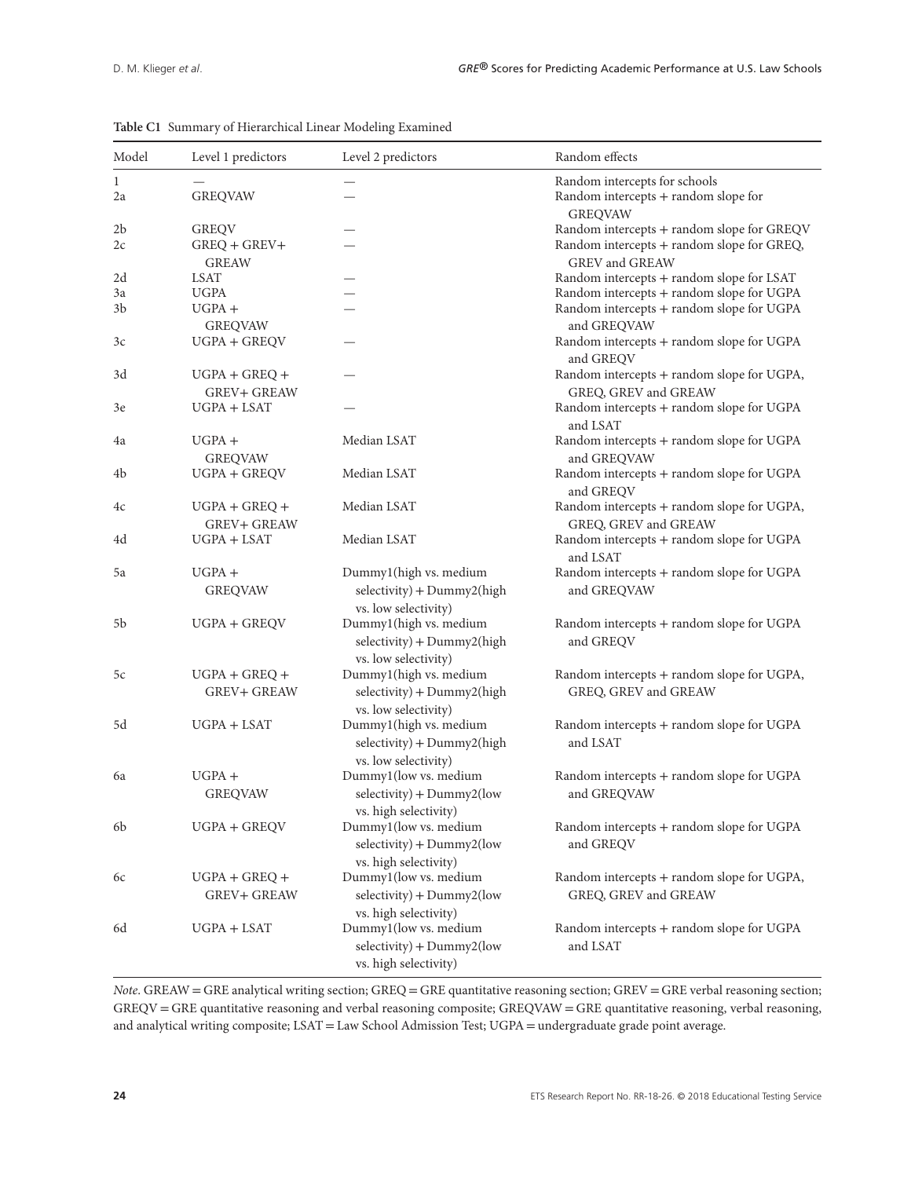**Table C1** Summary of Hierarchical Linear Modeling Examined

| Model | Level 1 predictors | Level 2 predictors | Random effects |
|---|---|---|---|
| 1 | — | — | Random intercepts for schools |
| 2a | GREQVAW | — | Random intercepts + random slope for GREQVAW |
| 2b | GREQV | — | Random intercepts + random slope for GREQV |
| 2c | GREQ + GREV+ GREAW | — | Random intercepts + random slope for GREQ, GREV and GREAW |
| 2d | LSAT | — | Random intercepts + random slope for LSAT |
| 3a | UGPA | — | Random intercepts + random slope for UGPA |
| 3b | UGPA + GREQVAW | — | Random intercepts + random slope for UGPA and GREQVAW |
| 3c | UGPA + GREQV | — | Random intercepts + random slope for UGPA and GREQV |
| 3d | UGPA + GREQ + GREV+ GREAW | — | Random intercepts + random slope for UGPA, GREQ, GREV and GREAW |
| 3e | UGPA + LSAT | — | Random intercepts + random slope for UGPA and LSAT |
| 4a | UGPA + GREQVAW | Median LSAT | Random intercepts + random slope for UGPA and GREQVAW |
| 4b | UGPA + GREQV | Median LSAT | Random intercepts + random slope for UGPA and GREQV |
| 4c | UGPA + GREQ + GREV+ GREAW | Median LSAT | Random intercepts + random slope for UGPA, GREQ, GREV and GREAW |
| 4d | UGPA + LSAT | Median LSAT | Random intercepts + random slope for UGPA and LSAT |
| 5a | UGPA + GREQVAW | Dummy1(high vs. medium selectivity) + Dummy2(high vs. low selectivity) | Random intercepts + random slope for UGPA and GREQVAW |
| 5b | UGPA + GREQV | Dummy1(high vs. medium selectivity) + Dummy2(high vs. low selectivity) | Random intercepts + random slope for UGPA and GREQV |
| 5c | UGPA + GREQ + GREV+ GREAW | Dummy1(high vs. medium selectivity) + Dummy2(high vs. low selectivity) | Random intercepts + random slope for UGPA, GREQ, GREV and GREAW |
| 5d | UGPA + LSAT | Dummy1(high vs. medium selectivity) + Dummy2(high vs. low selectivity) | Random intercepts + random slope for UGPA and LSAT |
| 6a | UGPA + GREQVAW | Dummy1(low vs. medium selectivity) + Dummy2(low vs. high selectivity) | Random intercepts + random slope for UGPA and GREQVAW |
| 6b | UGPA + GREQV | Dummy1(low vs. medium selectivity) + Dummy2(low vs. high selectivity) | Random intercepts + random slope for UGPA and GREQV |
| 6c | UGPA + GREQ + GREV+ GREAW | Dummy1(low vs. medium selectivity) + Dummy2(low vs. high selectivity) | Random intercepts + random slope for UGPA, GREQ, GREV and GREAW |
| 6d | UGPA + LSAT | Dummy1(low vs. medium selectivity) + Dummy2(low vs. high selectivity) | Random intercepts + random slope for UGPA and LSAT |

*Note*. GREAW = GRE analytical writing section; GREQ = GRE quantitative reasoning section; GREV = GRE verbal reasoning section; GREQV = GRE quantitative reasoning and verbal reasoning composite; GREQVAW = GRE quantitative reasoning, verbal reasoning, and analytical writing composite; LSAT = Law School Admission Test; UGPA = undergraduate grade point average.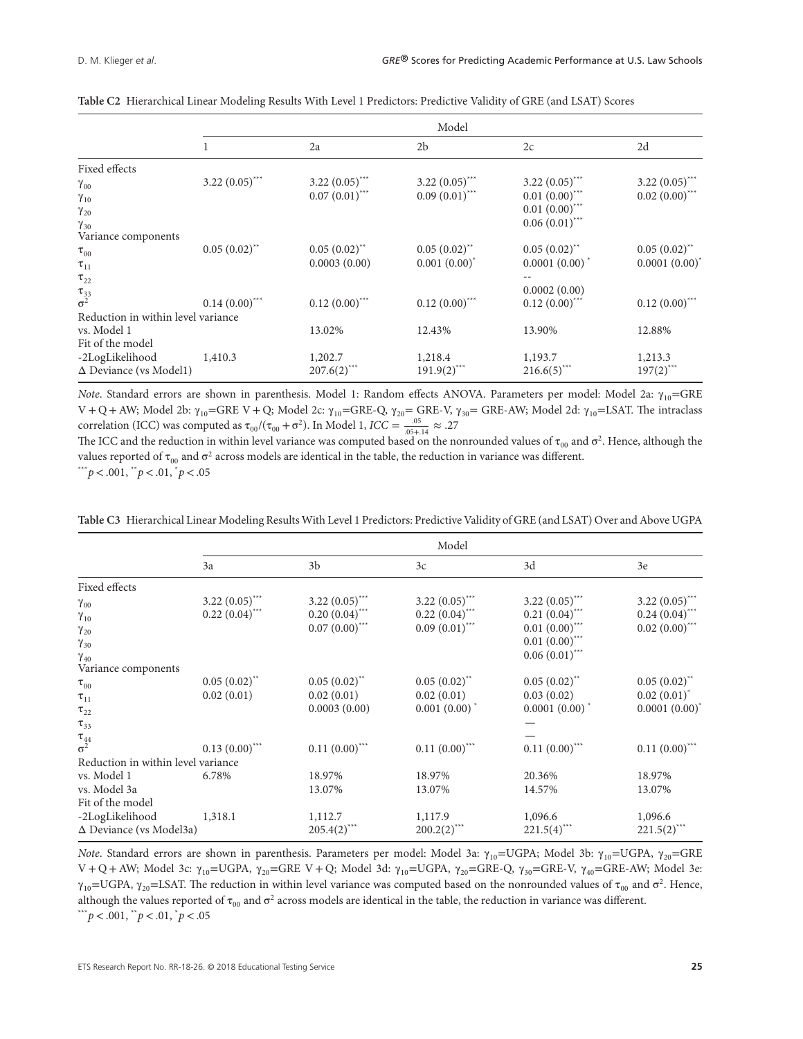**Table C2** Hierarchical Linear Modeling Results With Level 1 Predictors: Predictive Validity of GRE (and LSAT) Scores

| | Model | | | | |
|---|---|---|---|---|---|
| | 1 | 2a | 2b | 2c | 2d |
| Fixed effects | | | | | |
| $\gamma_{00}$ | 3.22 (0.05)*** | 3.22 (0.05)*** | 3.22 (0.05)*** | 3.22 (0.05)*** | 3.22 (0.05)*** |
| $\gamma_{10}$ | | 0.07 (0.01)*** | 0.09 (0.01)*** | 0.01 (0.00)*** | 0.02 (0.00)*** |
| $\gamma_{20}$ | | | | 0.01 (0.00)*** | |
| $\gamma_{30}$ | | | | 0.06 (0.01)*** | |
| Variance components | | | | | |
| $\tau_{00}$ | 0.05 (0.02)** | 0.05 (0.02)** | 0.05 (0.02)** | 0.05 (0.02)** | 0.05 (0.02)** |
| $\tau_{11}$ | | 0.0003 (0.00) | 0.001 (0.00)* | 0.0001 (0.00)* | 0.0001 (0.00)* |
| $\tau_{22}$ | | | | -- | |
| $\tau_{33}$ | | | | 0.0002 (0.00) | |
| $\sigma^2$ | 0.14 (0.00)*** | 0.12 (0.00)*** | 0.12 (0.00)*** | 0.12 (0.00)*** | 0.12 (0.00)*** |
| Reduction in within level variance | | | | | |
| vs. Model 1 | | 13.02% | 12.43% | 13.90% | 12.88% |
| Fit of the model | | | | | |
| -2LogLikelihood | 1,410.3 | 1,202.7 | 1,218.4 | 1,193.7 | 1,213.3 |
| Δ Deviance (vs Model1) | | 207.6(2)*** | 191.9(2)*** | 216.6(5)*** | 197(2)*** |

*Note*. Standard errors are shown in parenthesis. Model 1: Random effects ANOVA. Parameters per model: Model 2a: $\gamma_{10}$=GRE V + Q + AW; Model 2b: $\gamma_{10}$=GRE V + Q; Model 2c: $\gamma_{10}$=GRE-Q, $\gamma_{20}$= GRE-V, $\gamma_{30}$= GRE-AW; Model 2d: $\gamma_{10}$=LSAT. The intraclass correlation (ICC) was computed as $\tau_{00}/(\tau_{00} + \sigma^2)$. In Model 1, $ICC = \frac{.05}{.05+.14} \approx .27$

The ICC and the reduction in within level variance was computed based on the nonrounded values of $\tau_{00}$ and $\sigma^2$. Hence, although the values reported of $\tau_{00}$ and $\sigma^2$ across models are identical in the table, the reduction in variance was different.

*** $p < .001$, ** $p < .01$, * $p < .05$

**Table C3** Hierarchical Linear Modeling Results With Level 1 Predictors: Predictive Validity of GRE (and LSAT) Over and Above UGPA

| | Model | | | | |
|---|---|---|---|---|---|
| | 3a | 3b | 3c | 3d | 3e |
| Fixed effects | | | | | |
| $\gamma_{00}$ | 3.22 (0.05)*** | 3.22 (0.05)*** | 3.22 (0.05)*** | 3.22 (0.05)*** | 3.22 (0.05)*** |
| $\gamma_{10}$ | 0.22 (0.04)*** | 0.20 (0.04)*** | 0.22 (0.04)*** | 0.21 (0.04)*** | 0.24 (0.04)*** |
| $\gamma_{20}$ | | 0.07 (0.00)*** | 0.09 (0.01)*** | 0.01 (0.00)*** | 0.02 (0.00)*** |
| $\gamma_{30}$ | | | | 0.01 (0.00)*** | |
| $\gamma_{40}$ | | | | 0.06 (0.01)*** | |
| Variance components | | | | | |
| $\tau_{00}$ | 0.05 (0.02)** | 0.05 (0.02)** | 0.05 (0.02)** | 0.05 (0.02)** | 0.05 (0.02)** |
| $\tau_{11}$ | 0.02 (0.01) | 0.02 (0.01) | 0.02 (0.01) | 0.03 (0.02) | 0.02 (0.01)* |
| $\tau_{22}$ | | 0.0003 (0.00) | 0.001 (0.00)* | 0.0001 (0.00)* | 0.0001 (0.00)* |
| $\tau_{33}$ | | | | — | |
| $\tau_{44}$ | | | | — | |
| $\sigma^2$ | 0.13 (0.00)*** | 0.11 (0.00)*** | 0.11 (0.00)*** | 0.11 (0.00)*** | 0.11 (0.00)*** |
| Reduction in within level variance | | | | | |
| vs. Model 1 | 6.78% | 18.97% | 18.97% | 20.36% | 18.97% |
| vs. Model 3a | | 13.07% | 13.07% | 14.57% | 13.07% |
| Fit of the model | | | | | |
| -2LogLikelihood | 1,318.1 | 1,112.7 | 1,117.9 | 1,096.6 | 1,096.6 |
| Δ Deviance (vs Model3a) | | 205.4(2)*** | 200.2(2)*** | 221.5(4)*** | 221.5(2)*** |

*Note*. Standard errors are shown in parenthesis. Parameters per model: Model 3a: $\gamma_{10}$=UGPA; Model 3b: $\gamma_{10}$=UGPA, $\gamma_{20}$=GRE V + Q + AW; Model 3c: $\gamma_{10}$=UGPA, $\gamma_{20}$=GRE V + Q; Model 3d: $\gamma_{10}$=UGPA, $\gamma_{20}$=GRE-Q, $\gamma_{30}$=GRE-V, $\gamma_{40}$=GRE-AW; Model 3e: $\gamma_{10}$=UGPA, $\gamma_{20}$=LSAT. The reduction in within level variance was computed based on the nonrounded values of $\tau_{00}$ and $\sigma^2$. Hence, although the values reported of $\tau_{00}$ and $\sigma^2$ across models are identical in the table, the reduction in variance was different.

*** $p < .001$, ** $p < .01$, * $p < .05$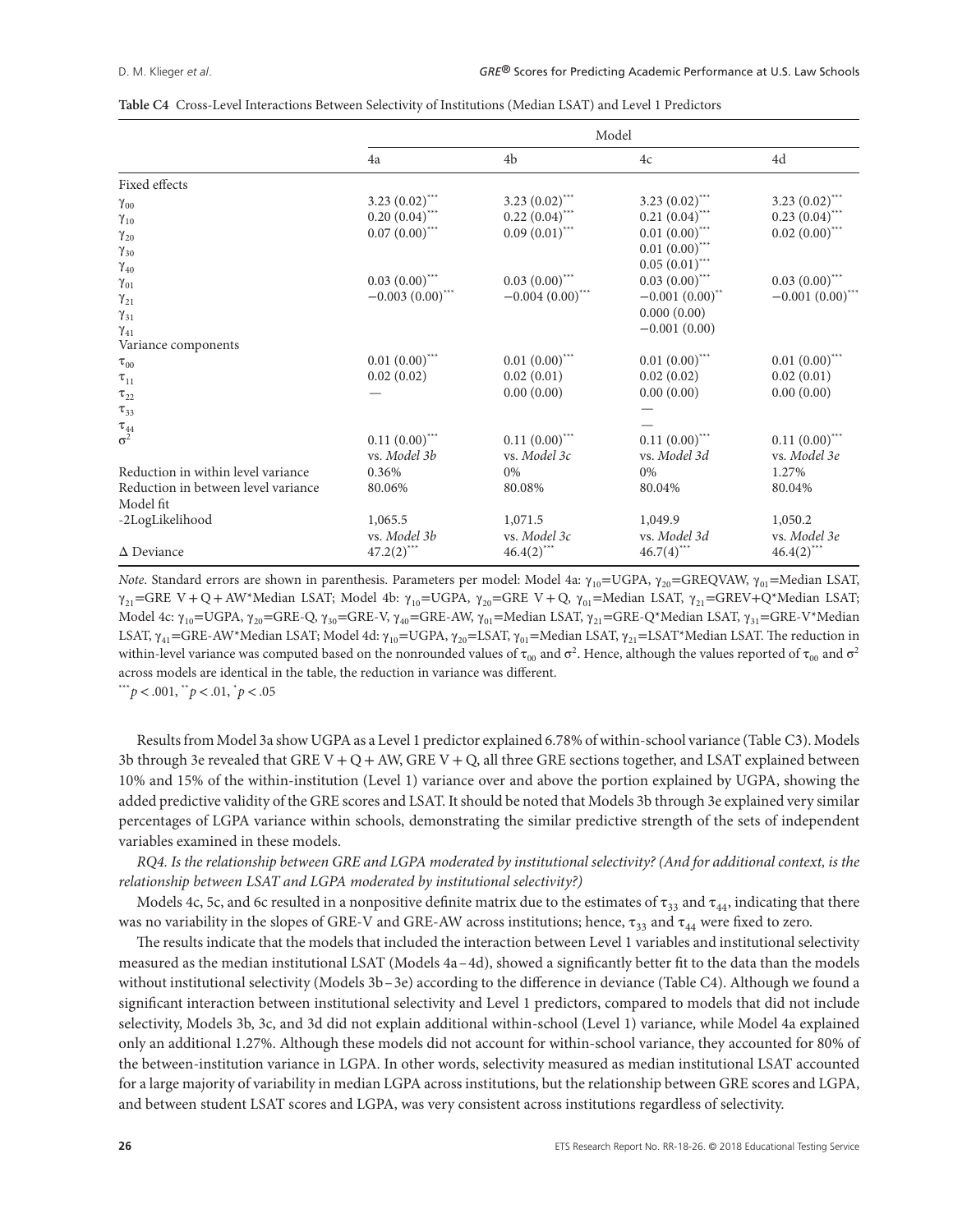**Table C4** Cross-Level Interactions Between Selectivity of Institutions (Median LSAT) and Level 1 Predictors

| | Model | | | |
|---|---|---|---|---|
| | 4a | 4b | 4c | 4d |
| Fixed effects | | | | |
| $\gamma_{00}$ | 3.23 (0.02)*** | 3.23 (0.02)*** | 3.23 (0.02)*** | 3.23 (0.02)*** |
| $\gamma_{10}$ | 0.20 (0.04)*** | 0.22 (0.04)*** | 0.21 (0.04)*** | 0.23 (0.04)*** |
| $\gamma_{20}$ | 0.07 (0.00)*** | 0.09 (0.01)*** | 0.01 (0.00)*** | 0.02 (0.00)*** |
| $\gamma_{30}$ | | | 0.01 (0.00)*** | |
| $\gamma_{40}$ | | | 0.05 (0.01)*** | |
| $\gamma_{01}$ | 0.03 (0.00)*** | 0.03 (0.00)*** | 0.03 (0.00)*** | 0.03 (0.00)*** |
| $\gamma_{21}$ | −0.003 (0.00)*** | −0.004 (0.00)*** | −0.001 (0.00)** | −0.001 (0.00)*** |
| $\gamma_{31}$ | | | 0.000 (0.00) | |
| $\gamma_{41}$ | | | −0.001 (0.00) | |
| Variance components | | | | |
| $\tau_{00}$ | 0.01 (0.00)*** | 0.01 (0.00)*** | 0.01 (0.00)*** | 0.01 (0.00)*** |
| $\tau_{11}$ | 0.02 (0.02) | 0.02 (0.01) | 0.02 (0.02) | 0.02 (0.01) |
| $\tau_{22}$ | — | 0.00 (0.00) | 0.00 (0.00) | 0.00 (0.00) |
| $\tau_{33}$ | | | — | |
| $\tau_{44}$ | | | — | |
| $\sigma^2$ | 0.11 (0.00)*** | 0.11 (0.00)*** | 0.11 (0.00)*** | 0.11 (0.00)*** |
| | vs. *Model 3b* | vs. *Model 3c* | vs. *Model 3d* | vs. *Model 3e* |
| Reduction in within level variance | 0.36% | 0% | 0% | 1.27% |
| Reduction in between level variance | 80.06% | 80.08% | 80.04% | 80.04% |
| Model fit | | | | |
| -2LogLikelihood | 1,065.5 | 1,071.5 | 1,049.9 | 1,050.2 |
| | vs. *Model 3b* | vs. *Model 3c* | vs. *Model 3d* | vs. *Model 3e* |
| Δ Deviance | 47.2(2)*** | 46.4(2)*** | 46.7(4)*** | 46.4(2)*** |

*Note*. Standard errors are shown in parenthesis. Parameters per model: Model 4a: $\gamma_{10}$=UGPA, $\gamma_{20}$=GREQVAW, $\gamma_{01}$=Median LSAT, $\gamma_{21}$=GRE V + Q + AW*Median LSAT; Model 4b: $\gamma_{10}$=UGPA, $\gamma_{20}$=GRE V + Q, $\gamma_{01}$=Median LSAT, $\gamma_{21}$=GREV+Q*Median LSAT; Model 4c: $\gamma_{10}$=UGPA, $\gamma_{20}$=GRE-Q, $\gamma_{30}$=GRE-V, $\gamma_{40}$=GRE-AW, $\gamma_{01}$=Median LSAT, $\gamma_{21}$=GRE-Q*Median LSAT, $\gamma_{31}$=GRE-V*Median LSAT, $\gamma_{41}$=GRE-AW*Median LSAT; Model 4d: $\gamma_{10}$=UGPA, $\gamma_{20}$=LSAT, $\gamma_{01}$=Median LSAT, $\gamma_{21}$=LSAT*Median LSAT. The reduction in within-level variance was computed based on the nonrounded values of $\tau_{00}$ and $\sigma^2$. Hence, although the values reported of $\tau_{00}$ and $\sigma^2$ across models are identical in the table, the reduction in variance was different.

***$p < .001$, **$p < .01$, *$p < .05$

Results from Model 3a show UGPA as a Level 1 predictor explained 6.78% of within-school variance (Table C3). Models 3b through 3e revealed that GRE V + Q + AW, GRE V + Q, all three GRE sections together, and LSAT explained between 10% and 15% of the within-institution (Level 1) variance over and above the portion explained by UGPA, showing the added predictive validity of the GRE scores and LSAT. It should be noted that Models 3b through 3e explained very similar percentages of LGPA variance within schools, demonstrating the similar predictive strength of the sets of independent variables examined in these models.

*RQ4. Is the relationship between GRE and LGPA moderated by institutional selectivity? (And for additional context, is the relationship between LSAT and LGPA moderated by institutional selectivity?)*

Models 4c, 5c, and 6c resulted in a nonpositive definite matrix due to the estimates of $\tau_{33}$ and $\tau_{44}$, indicating that there was no variability in the slopes of GRE-V and GRE-AW across institutions; hence, $\tau_{33}$ and $\tau_{44}$ were fixed to zero.

The results indicate that the models that included the interaction between Level 1 variables and institutional selectivity measured as the median institutional LSAT (Models 4a–4d), showed a significantly better fit to the data than the models without institutional selectivity (Models 3b–3e) according to the difference in deviance (Table C4). Although we found a significant interaction between institutional selectivity and Level 1 predictors, compared to models that did not include selectivity, Models 3b, 3c, and 3d did not explain additional within-school (Level 1) variance, while Model 4a explained only an additional 1.27%. Although these models did not account for within-school variance, they accounted for 80% of the between-institution variance in LGPA. In other words, selectivity measured as median institutional LSAT accounted for a large majority of variability in median LGPA across institutions, but the relationship between GRE scores and LGPA, and between student LSAT scores and LGPA, was very consistent across institutions regardless of selectivity.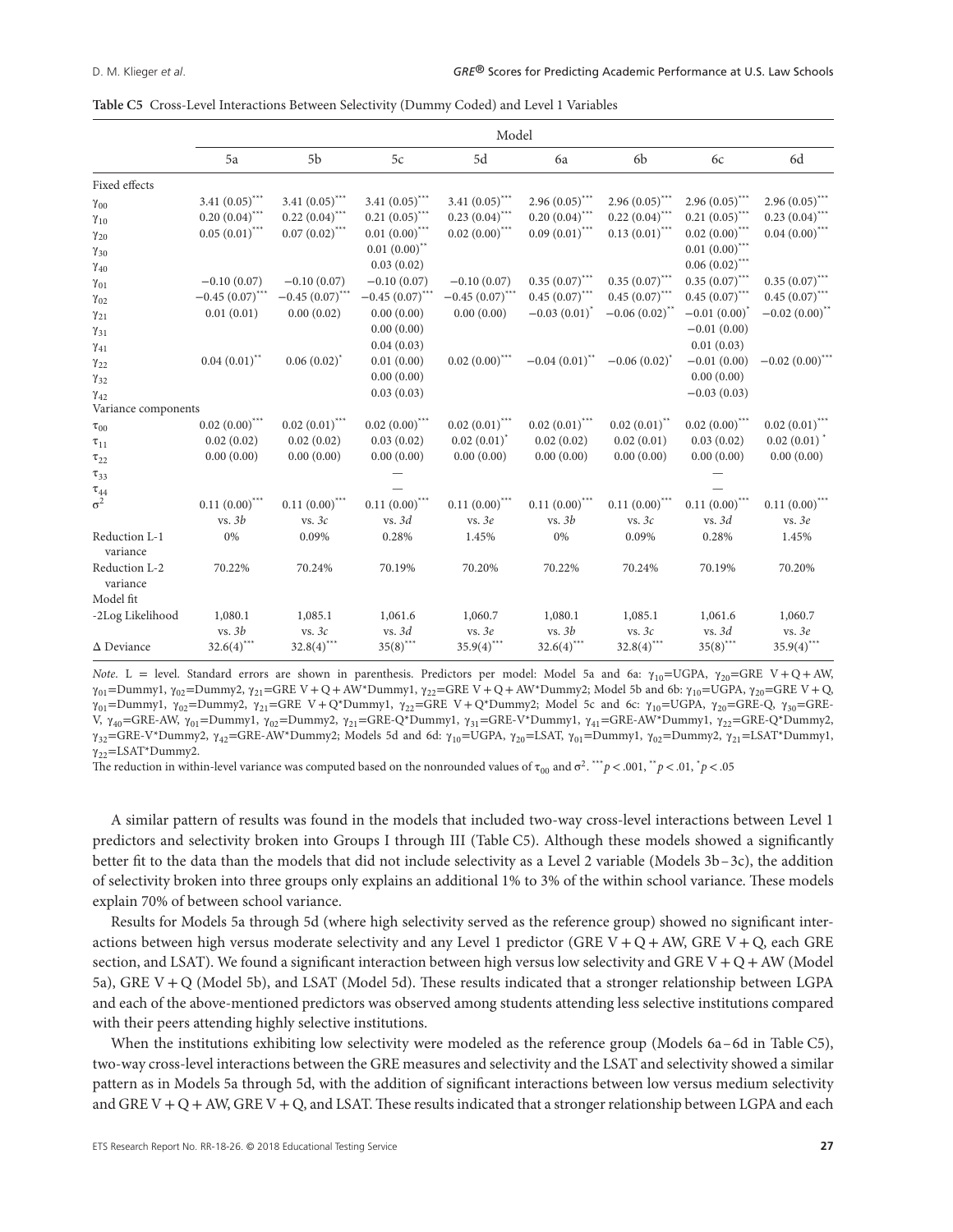**Table C5** Cross-Level Interactions Between Selectivity (Dummy Coded) and Level 1 Variables

| | Model | | | | | | | |
|---|---|---|---|---|---|---|---|---|
| | 5a | 5b | 5c | 5d | 6a | 6b | 6c | 6d |
| Fixed effects | | | | | | | | |
| $\gamma_{00}$ | 3.41 (0.05)*** | 3.41 (0.05)*** | 3.41 (0.05)*** | 3.41 (0.05)*** | 2.96 (0.05)*** | 2.96 (0.05)*** | 2.96 (0.05)*** | 2.96 (0.05)*** |
| $\gamma_{10}$ | 0.20 (0.04)*** | 0.22 (0.04)*** | 0.21 (0.05)*** | 0.23 (0.04)*** | 0.20 (0.04)*** | 0.22 (0.04)*** | 0.21 (0.05)*** | 0.23 (0.04)*** |
| $\gamma_{20}$ | 0.05 (0.01)*** | 0.07 (0.02)*** | 0.01 (0.00)*** | 0.02 (0.00)*** | 0.09 (0.01)*** | 0.13 (0.01)*** | 0.02 (0.00)*** | 0.04 (0.00)*** |
| $\gamma_{30}$ | | | 0.01 (0.00)** | | | | 0.01 (0.00)*** | |
| $\gamma_{40}$ | | | 0.03 (0.02) | | | | 0.06 (0.02)*** | |
| $\gamma_{01}$ | −0.10 (0.07) | −0.10 (0.07) | −0.10 (0.07) | −0.10 (0.07) | 0.35 (0.07)*** | 0.35 (0.07)*** | 0.35 (0.07)*** | 0.35 (0.07)*** |
| $\gamma_{02}$ | −0.45 (0.07)*** | −0.45 (0.07)*** | −0.45 (0.07)*** | −0.45 (0.07)*** | 0.45 (0.07)*** | 0.45 (0.07)*** | 0.45 (0.07)*** | 0.45 (0.07)*** |
| $\gamma_{21}$ | 0.01 (0.01) | 0.00 (0.02) | 0.00 (0.00) | 0.00 (0.00) | −0.03 (0.01)* | −0.06 (0.02)** | −0.01 (0.00)* | −0.02 (0.00)** |
| $\gamma_{31}$ | | | 0.00 (0.00) | | | | −0.01 (0.00) | |
| $\gamma_{41}$ | | | 0.04 (0.03) | | | | 0.01 (0.03) | |
| $\gamma_{22}$ | 0.04 (0.01)** | 0.06 (0.02)* | 0.01 (0.00) | 0.02 (0.00)*** | −0.04 (0.01)** | −0.06 (0.02)* | −0.01 (0.00) | −0.02 (0.00)*** |
| $\gamma_{32}$ | | | 0.00 (0.00) | | | | 0.00 (0.00) | |
| $\gamma_{42}$ | | | 0.03 (0.03) | | | | −0.03 (0.03) | |
| Variance components | | | | | | | | |
| $\tau_{00}$ | 0.02 (0.00)*** | 0.02 (0.01)*** | 0.02 (0.00)*** | 0.02 (0.01)*** | 0.02 (0.01)*** | 0.02 (0.01)** | 0.02 (0.00)*** | 0.02 (0.01)*** |
| $\tau_{11}$ | 0.02 (0.02) | 0.02 (0.02) | 0.03 (0.02) | 0.02 (0.01)* | 0.02 (0.02) | 0.02 (0.01) | 0.03 (0.02) | 0.02 (0.01)* |
| $\tau_{22}$ | 0.00 (0.00) | 0.00 (0.00) | 0.00 (0.00) | 0.00 (0.00) | 0.00 (0.00) | 0.00 (0.00) | 0.00 (0.00) | 0.00 (0.00) |
| $\tau_{33}$ | | | — | | | | — | |
| $\tau_{44}$ | | | — | | | | — | |
| $\sigma^2$ | 0.11 (0.00)*** | 0.11 (0.00)*** | 0.11 (0.00)*** | 0.11 (0.00)*** | 0.11 (0.00)*** | 0.11 (0.00)*** | 0.11 (0.00)*** | 0.11 (0.00)*** |
| | vs. *3b* | vs. *3c* | vs. *3d* | vs. *3e* | vs. *3b* | vs. *3c* | vs. *3d* | vs. *3e* |
| Reduction L-1 variance | 0% | 0.09% | 0.28% | 1.45% | 0% | 0.09% | 0.28% | 1.45% |
| Reduction L-2 variance | 70.22% | 70.24% | 70.19% | 70.20% | 70.22% | 70.24% | 70.19% | 70.20% |
| Model fit | | | | | | | | |
| -2Log Likelihood | 1,080.1 | 1,085.1 | 1,061.6 | 1,060.7 | 1,080.1 | 1,085.1 | 1,061.6 | 1,060.7 |
| | vs. *3b* | vs. *3c* | vs. *3d* | vs. *3e* | vs. *3b* | vs. *3c* | vs. *3d* | vs. *3e* |
| Δ Deviance | 32.6(4)*** | 32.8(4)*** | 35(8)*** | 35.9(4)*** | 32.6(4)*** | 32.8(4)*** | 35(8)*** | 35.9(4)*** |

*Note*. L = level. Standard errors are shown in parenthesis. Predictors per model: Model 5a and 6a: $\gamma_{10}$=UGPA, $\gamma_{20}$=GRE V + Q + AW, $\gamma_{01}$=Dummy1, $\gamma_{02}$=Dummy2, $\gamma_{21}$=GRE V + Q + AW*Dummy1, $\gamma_{22}$=GRE V + Q + AW*Dummy2; Model 5b and 6b: $\gamma_{10}$=UGPA, $\gamma_{20}$=GRE V + Q, $\gamma_{01}$=Dummy1, $\gamma_{02}$=Dummy2, $\gamma_{21}$=GRE V + Q*Dummy1, $\gamma_{22}$=GRE V + Q*Dummy2; Model 5c and 6c: $\gamma_{10}$=UGPA, $\gamma_{20}$=GRE-Q, $\gamma_{30}$=GRE-V, $\gamma_{40}$=GRE-AW, $\gamma_{01}$=Dummy1, $\gamma_{02}$=Dummy2, $\gamma_{21}$=GRE-Q*Dummy1, $\gamma_{31}$=GRE-V*Dummy1, $\gamma_{41}$=GRE-AW*Dummy1, $\gamma_{22}$=GRE-Q*Dummy2, $\gamma_{32}$=GRE-V*Dummy2, $\gamma_{42}$=GRE-AW*Dummy2; Models 5d and 6d: $\gamma_{10}$=UGPA, $\gamma_{20}$=LSAT, $\gamma_{01}$=Dummy1, $\gamma_{02}$=Dummy2, $\gamma_{21}$=LSAT*Dummy1, $\gamma_{22}$=LSAT*Dummy2.

The reduction in within-level variance was computed based on the nonrounded values of $\tau_{00}$ and $\sigma^2$. ***$p < .001$, **$p < .01$, *$p < .05$

A similar pattern of results was found in the models that included two-way cross-level interactions between Level 1 predictors and selectivity broken into Groups I through III (Table C5). Although these models showed a significantly better fit to the data than the models that did not include selectivity as a Level 2 variable (Models 3b–3c), the addition of selectivity broken into three groups only explains an additional 1% to 3% of the within school variance. These models explain 70% of between school variance.

Results for Models 5a through 5d (where high selectivity served as the reference group) showed no significant interactions between high versus moderate selectivity and any Level 1 predictor (GRE V + Q + AW, GRE V + Q, each GRE section, and LSAT). We found a significant interaction between high versus low selectivity and GRE V + Q + AW (Model 5a), GRE V + Q (Model 5b), and LSAT (Model 5d). These results indicated that a stronger relationship between LGPA and each of the above-mentioned predictors was observed among students attending less selective institutions compared with their peers attending highly selective institutions.

When the institutions exhibiting low selectivity were modeled as the reference group (Models 6a–6d in Table C5), two-way cross-level interactions between the GRE measures and selectivity and the LSAT and selectivity showed a similar pattern as in Models 5a through 5d, with the addition of significant interactions between low versus medium selectivity and GRE V + Q + AW, GRE V + Q, and LSAT. These results indicated that a stronger relationship between LGPA and each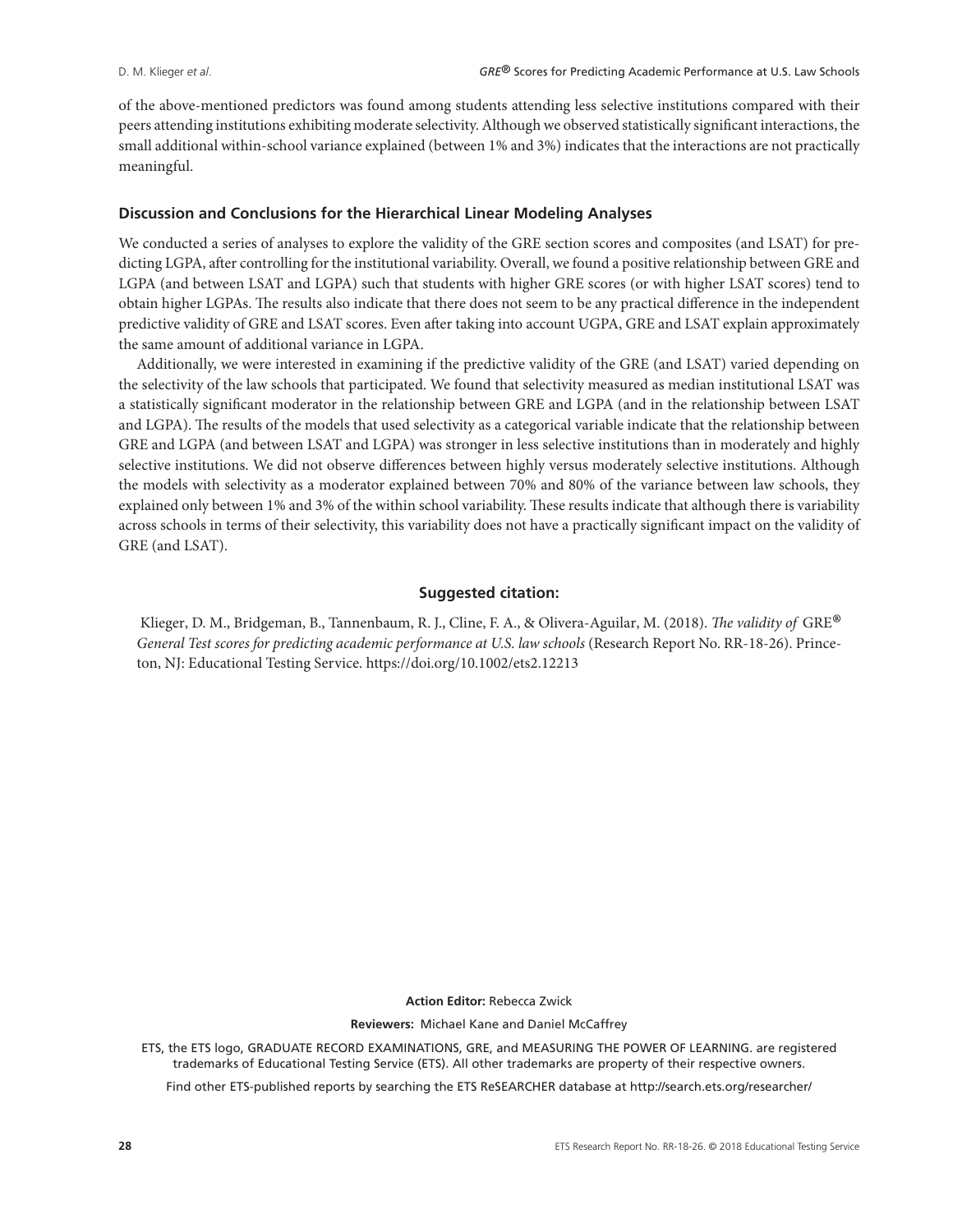of the above-mentioned predictors was found among students attending less selective institutions compared with their peers attending institutions exhibiting moderate selectivity. Although we observed statistically significant interactions, the small additional within-school variance explained (between 1% and 3%) indicates that the interactions are not practically meaningful.

### Discussion and Conclusions for the Hierarchical Linear Modeling Analyses

We conducted a series of analyses to explore the validity of the GRE section scores and composites (and LSAT) for predicting LGPA, after controlling for the institutional variability. Overall, we found a positive relationship between GRE and LGPA (and between LSAT and LGPA) such that students with higher GRE scores (or with higher LSAT scores) tend to obtain higher LGPAs. The results also indicate that there does not seem to be any practical difference in the independent predictive validity of GRE and LSAT scores. Even after taking into account UGPA, GRE and LSAT explain approximately the same amount of additional variance in LGPA.

Additionally, we were interested in examining if the predictive validity of the GRE (and LSAT) varied depending on the selectivity of the law schools that participated. We found that selectivity measured as median institutional LSAT was a statistically significant moderator in the relationship between GRE and LGPA (and in the relationship between LSAT and LGPA). The results of the models that used selectivity as a categorical variable indicate that the relationship between GRE and LGPA (and between LSAT and LGPA) was stronger in less selective institutions than in moderately and highly selective institutions. We did not observe differences between highly versus moderately selective institutions. Although the models with selectivity as a moderator explained between 70% and 80% of the variance between law schools, they explained only between 1% and 3% of the within school variability. These results indicate that although there is variability across schools in terms of their selectivity, this variability does not have a practically significant impact on the validity of GRE (and LSAT).

**Suggested citation:**

Klieger, D. M., Bridgeman, B., Tannenbaum, R. J., Cline, F. A., & Olivera-Aguilar, M. (2018). *The validity of* GRE® *General Test scores for predicting academic performance at U.S. law schools* (Research Report No. RR-18-26). Princeton, NJ: Educational Testing Service. https://doi.org/10.1002/ets2.12213

**Action Editor:** Rebecca Zwick

**Reviewers:** Michael Kane and Daniel McCaffrey

ETS, the ETS logo, GRADUATE RECORD EXAMINATIONS, GRE, and MEASURING THE POWER OF LEARNING. are registered trademarks of Educational Testing Service (ETS). All other trademarks are property of their respective owners.

Find other ETS-published reports by searching the ETS ReSEARCHER database at http://search.ets.org/researcher/